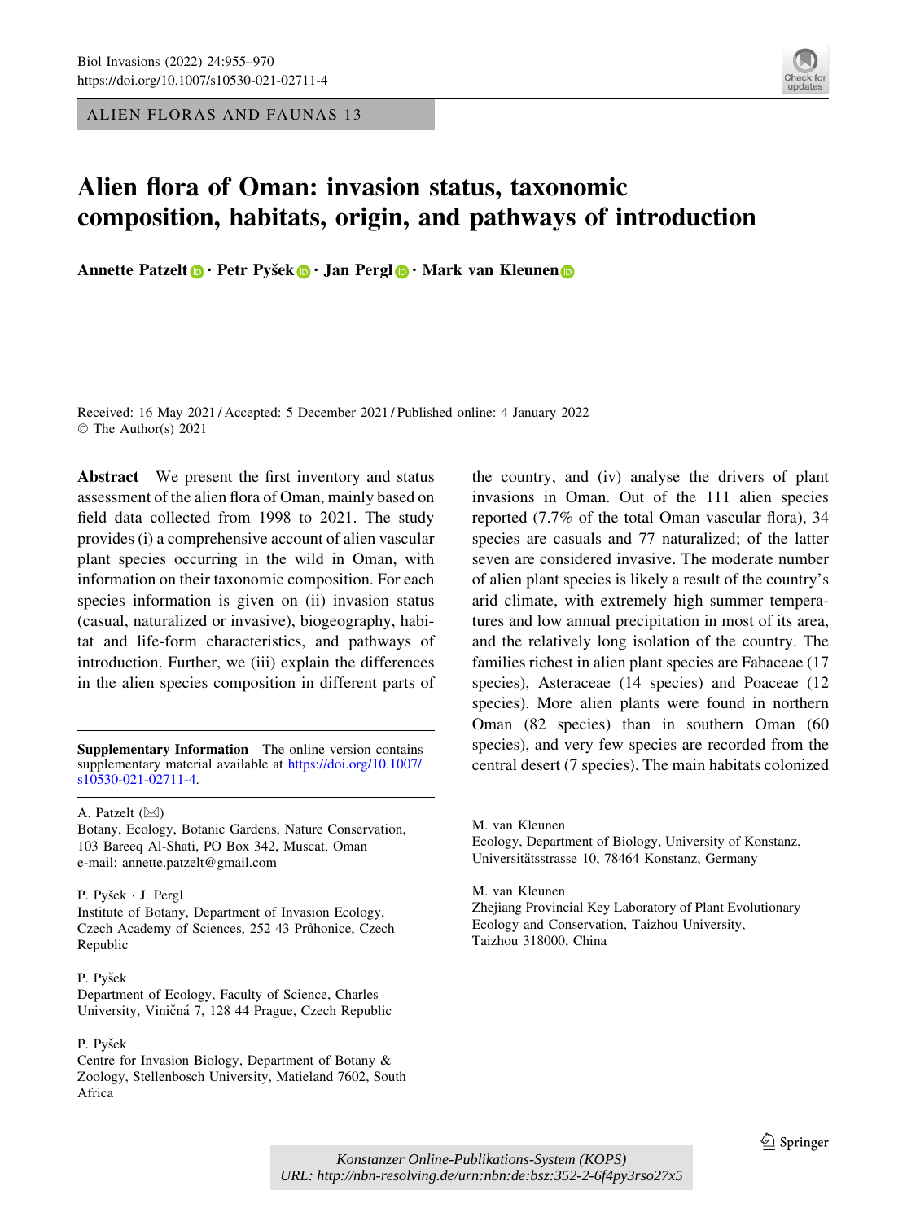ALIEN FLORAS AND FAUNAS 13

# Alien flora of Oman: invasion status, taxonomic composition, habitats, origin, and pathways of introduction

**Annette Patzelt · Petr Pyšek · Jan Pergl · Mark van Kleunen**

Received: 16 May 2021 / Accepted: 5 December 2021 / Published online: 4 January 2022
© The Author(s) 2021

**Abstract** We present the first inventory and status assessment of the alien flora of Oman, mainly based on field data collected from 1998 to 2021. The study provides (i) a comprehensive account of alien vascular plant species occurring in the wild in Oman, with information on their taxonomic composition. For each species information is given on (ii) invasion status (casual, naturalized or invasive), biogeography, habitat and life-form characteristics, and pathways of introduction. Further, we (iii) explain the differences in the alien species composition in different parts of the country, and (iv) analyse the drivers of plant invasions in Oman. Out of the 111 alien species reported (7.7% of the total Oman vascular flora), 34 species are casuals and 77 naturalized; of the latter seven are considered invasive. The moderate number of alien plant species is likely a result of the country's arid climate, with extremely high summer temperatures and low annual precipitation in most of its area, and the relatively long isolation of the country. The families richest in alien plant species are Fabaceae (17 species), Asteraceae (14 species) and Poaceae (12 species). More alien plants were found in northern Oman (82 species) than in southern Oman (60 species), and very few species are recorded from the central desert (7 species). The main habitats colonized

**Supplementary Information** The online version contains supplementary material available at https://doi.org/10.1007/s10530-021-02711-4.

A. Patzelt (✉)
Botany, Ecology, Botanic Gardens, Nature Conservation, 103 Bareeq Al-Shati, PO Box 342, Muscat, Oman
e-mail: annette.patzelt@gmail.com

P. Pyšek · J. Pergl
Institute of Botany, Department of Invasion Ecology, Czech Academy of Sciences, 252 43 Průhonice, Czech Republic

P. Pyšek
Department of Ecology, Faculty of Science, Charles University, Viničná 7, 128 44 Prague, Czech Republic

P. Pyšek
Centre for Invasion Biology, Department of Botany & Zoology, Stellenbosch University, Matieland 7602, South Africa

M. van Kleunen
Ecology, Department of Biology, University of Konstanz, Universitätsstrasse 10, 78464 Konstanz, Germany

M. van Kleunen
Zhejiang Provincial Key Laboratory of Plant Evolutionary Ecology and Conservation, Taizhou University, Taizhou 318000, China

*Konstanzer Online-Publikations-System (KOPS)*
*URL: http://nbn-resolving.de/urn:nbn:de:bsz:352-2-6f4py3rso27x5*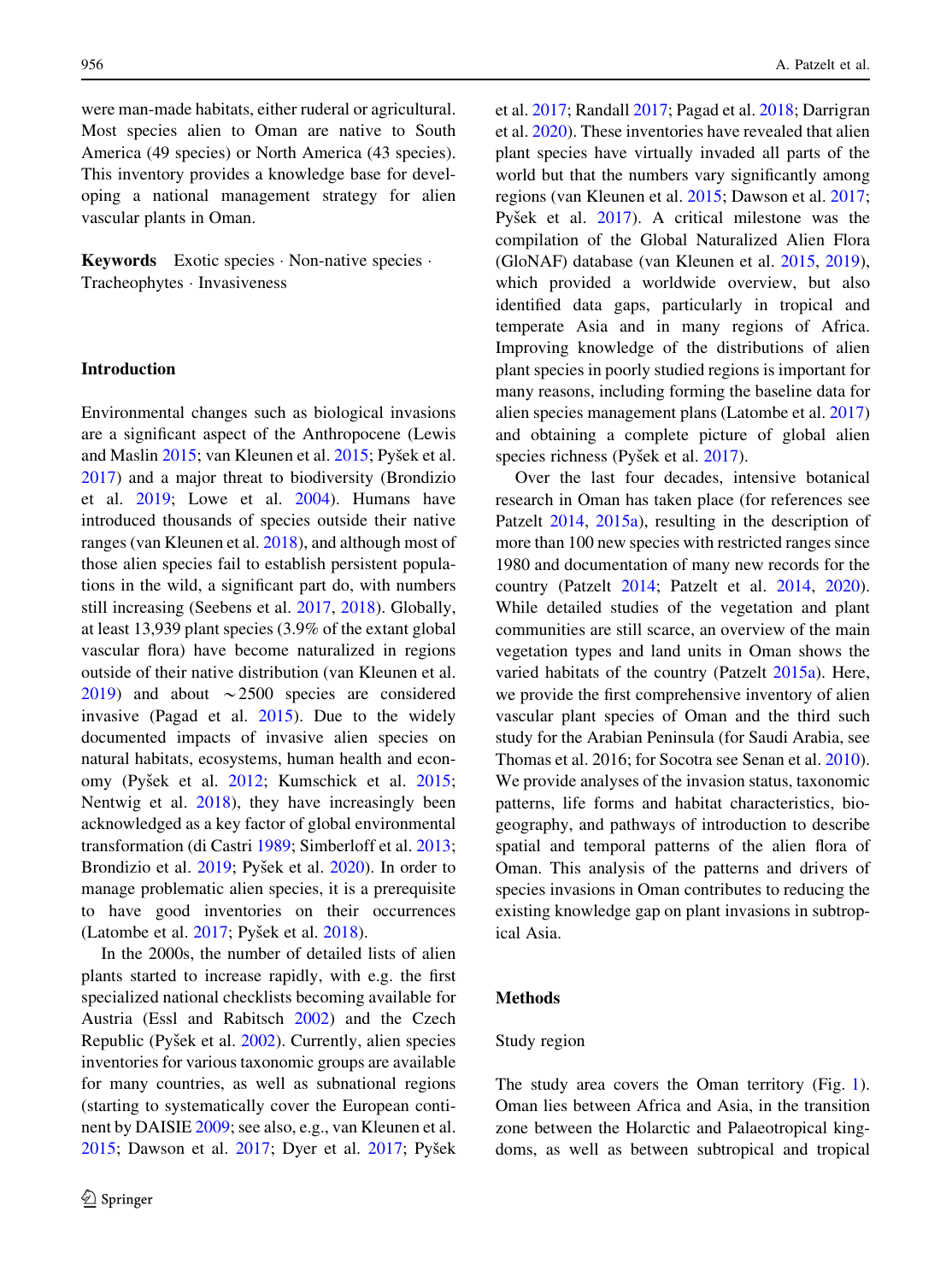were man-made habitats, either ruderal or agricultural. Most species alien to Oman are native to South America (49 species) or North America (43 species). This inventory provides a knowledge base for developing a national management strategy for alien vascular plants in Oman.

**Keywords** Exotic species · Non-native species · Tracheophytes · Invasiveness

## Introduction

Environmental changes such as biological invasions are a significant aspect of the Anthropocene (Lewis and Maslin 2015; van Kleunen et al. 2015; Pyšek et al. 2017) and a major threat to biodiversity (Brondizio et al. 2019; Lowe et al. 2004). Humans have introduced thousands of species outside their native ranges (van Kleunen et al. 2018), and although most of those alien species fail to establish persistent populations in the wild, a significant part do, with numbers still increasing (Seebens et al. 2017, 2018). Globally, at least 13,939 plant species (3.9% of the extant global vascular flora) have become naturalized in regions outside of their native distribution (van Kleunen et al. 2019) and about ~2500 species are considered invasive (Pagad et al. 2015). Due to the widely documented impacts of invasive alien species on natural habitats, ecosystems, human health and economy (Pyšek et al. 2012; Kumschick et al. 2015; Nentwig et al. 2018), they have increasingly been acknowledged as a key factor of global environmental transformation (di Castri 1989; Simberloff et al. 2013; Brondizio et al. 2019; Pyšek et al. 2020). In order to manage problematic alien species, it is a prerequisite to have good inventories on their occurrences (Latombe et al. 2017; Pyšek et al. 2018).

In the 2000s, the number of detailed lists of alien plants started to increase rapidly, with e.g. the first specialized national checklists becoming available for Austria (Essl and Rabitsch 2002) and the Czech Republic (Pyšek et al. 2002). Currently, alien species inventories for various taxonomic groups are available for many countries, as well as subnational regions (starting to systematically cover the European continent by DAISIE 2009; see also, e.g., van Kleunen et al. 2015; Dawson et al. 2017; Dyer et al. 2017; Pyšek et al. 2017; Randall 2017; Pagad et al. 2018; Darrigran et al. 2020). These inventories have revealed that alien plant species have virtually invaded all parts of the world but that the numbers vary significantly among regions (van Kleunen et al. 2015; Dawson et al. 2017; Pyšek et al. 2017). A critical milestone was the compilation of the Global Naturalized Alien Flora (GloNAF) database (van Kleunen et al. 2015, 2019), which provided a worldwide overview, but also identified data gaps, particularly in tropical and temperate Asia and in many regions of Africa. Improving knowledge of the distributions of alien plant species in poorly studied regions is important for many reasons, including forming the baseline data for alien species management plans (Latombe et al. 2017) and obtaining a complete picture of global alien species richness (Pyšek et al. 2017).

Over the last four decades, intensive botanical research in Oman has taken place (for references see Patzelt 2014, 2015a), resulting in the description of more than 100 new species with restricted ranges since 1980 and documentation of many new records for the country (Patzelt 2014; Patzelt et al. 2014, 2020). While detailed studies of the vegetation and plant communities are still scarce, an overview of the main vegetation types and land units in Oman shows the varied habitats of the country (Patzelt 2015a). Here, we provide the first comprehensive inventory of alien vascular plant species of Oman and the third such study for the Arabian Peninsula (for Saudi Arabia, see Thomas et al. 2016; for Socotra see Senan et al. 2010). We provide analyses of the invasion status, taxonomic patterns, life forms and habitat characteristics, biogeography, and pathways of introduction to describe spatial and temporal patterns of the alien flora of Oman. This analysis of the patterns and drivers of species invasions in Oman contributes to reducing the existing knowledge gap on plant invasions in subtropical Asia.

## Methods

### Study region

The study area covers the Oman territory (Fig. 1). Oman lies between Africa and Asia, in the transition zone between the Holarctic and Palaeotropical kingdoms, as well as between subtropical and tropical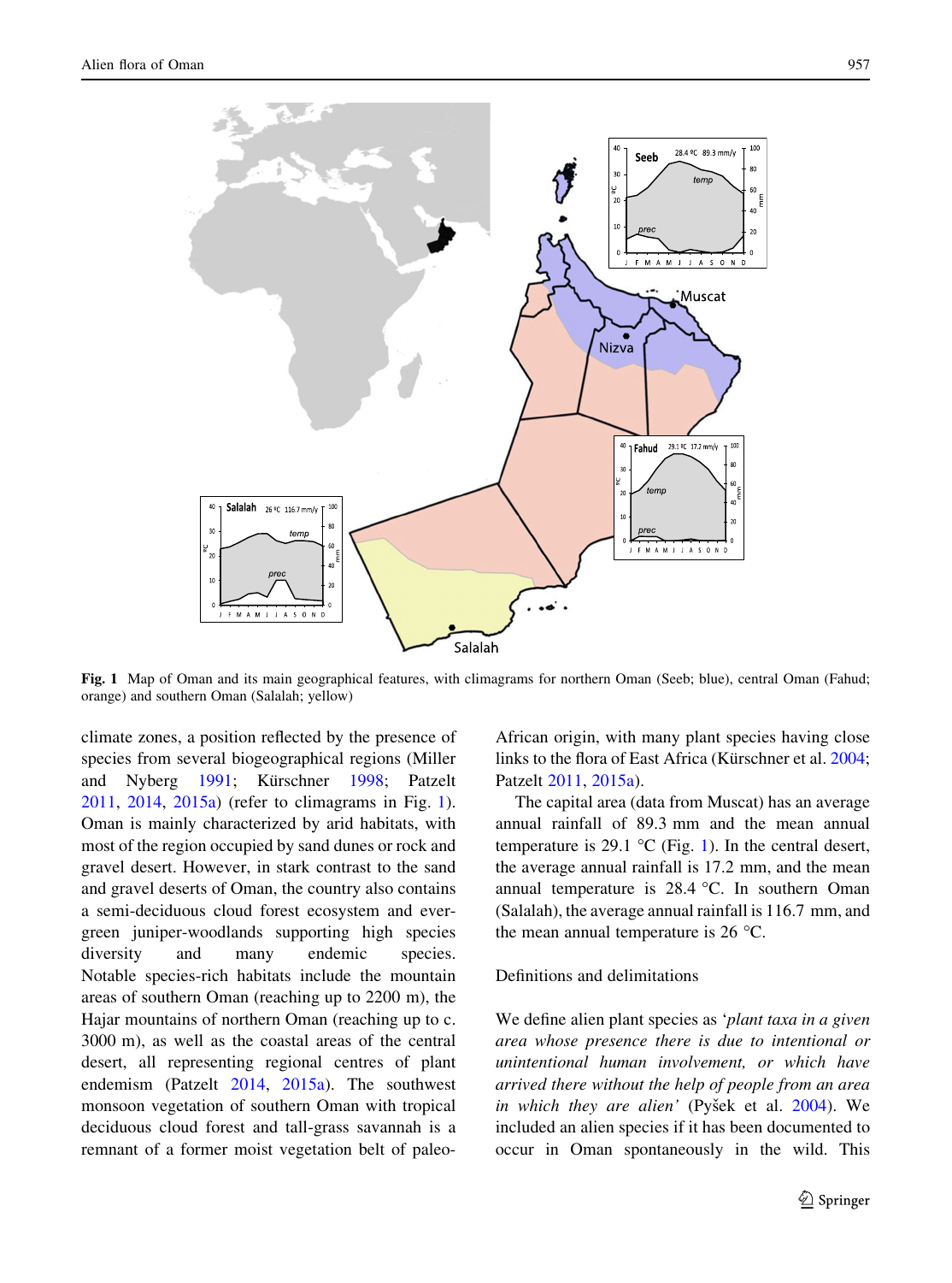Fig. 1 Map of Oman and its main geographical features, with climagrams for northern Oman (Seeb; blue), central Oman (Fahud; orange) and southern Oman (Salalah; yellow)

climate zones, a position reflected by the presence of species from several biogeographical regions (Miller and Nyberg 1991; Kürschner 1998; Patzelt 2011, 2014, 2015a) (refer to climagrams in Fig. 1). Oman is mainly characterized by arid habitats, with most of the region occupied by sand dunes or rock and gravel desert. However, in stark contrast to the sand and gravel deserts of Oman, the country also contains a semi-deciduous cloud forest ecosystem and evergreen juniper-woodlands supporting high species diversity and many endemic species. Notable species-rich habitats include the mountain areas of southern Oman (reaching up to 2200 m), the Hajar mountains of northern Oman (reaching up to c. 3000 m), as well as the coastal areas of the central desert, all representing regional centres of plant endemism (Patzelt 2014, 2015a). The southwest monsoon vegetation of southern Oman with tropical deciduous cloud forest and tall-grass savannah is a remnant of a former moist vegetation belt of paleo-African origin, with many plant species having close links to the flora of East Africa (Kürschner et al. 2004; Patzelt 2011, 2015a).

The capital area (data from Muscat) has an average annual rainfall of 89.3 mm and the mean annual temperature is 29.1 °C (Fig. 1). In the central desert, the average annual rainfall is 17.2 mm, and the mean annual temperature is 28.4 °C. In southern Oman (Salalah), the average annual rainfall is 116.7 mm, and the mean annual temperature is 26 °C.

## Definitions and delimitations

We define alien plant species as '*plant taxa in a given area whose presence there is due to intentional or unintentional human involvement, or which have arrived there without the help of people from an area in which they are alien*' (Pyšek et al. 2004). We included an alien species if it has been documented to occur in Oman spontaneously in the wild. This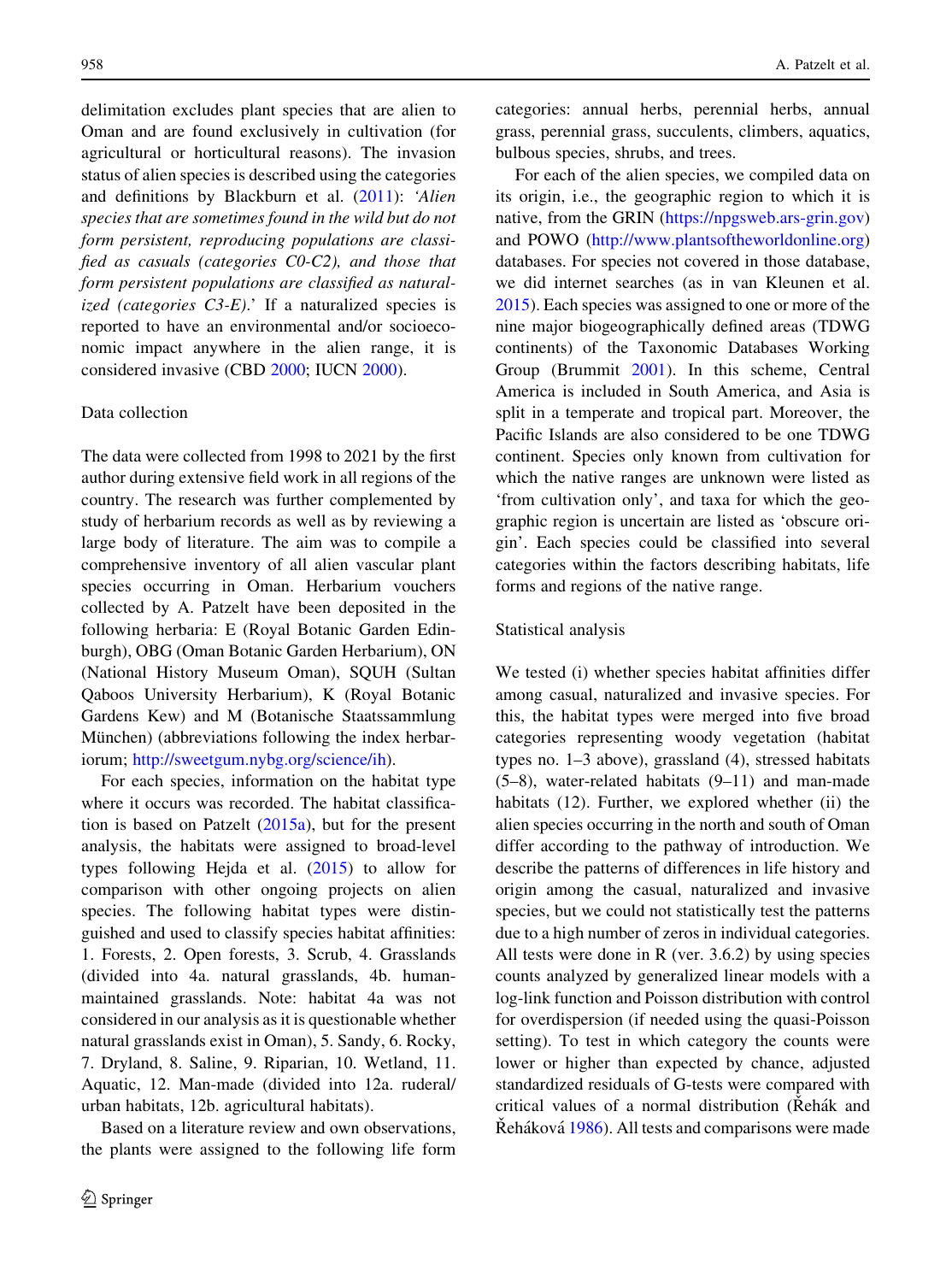delimitation excludes plant species that are alien to Oman and are found exclusively in cultivation (for agricultural or horticultural reasons). The invasion status of alien species is described using the categories and definitions by Blackburn et al. (2011): *'Alien species that are sometimes found in the wild but do not form persistent, reproducing populations are classified as casuals (categories C0-C2), and those that form persistent populations are classified as naturalized (categories C3-E).'* If a naturalized species is reported to have an environmental and/or socioeconomic impact anywhere in the alien range, it is considered invasive (CBD 2000; IUCN 2000).

### Data collection

The data were collected from 1998 to 2021 by the first author during extensive field work in all regions of the country. The research was further complemented by study of herbarium records as well as by reviewing a large body of literature. The aim was to compile a comprehensive inventory of all alien vascular plant species occurring in Oman. Herbarium vouchers collected by A. Patzelt have been deposited in the following herbaria: E (Royal Botanic Garden Edinburgh), OBG (Oman Botanic Garden Herbarium), ON (National History Museum Oman), SQUH (Sultan Qaboos University Herbarium), K (Royal Botanic Gardens Kew) and M (Botanische Staatssammlung München) (abbreviations following the index herbariorum; http://sweetgum.nybg.org/science/ih).

For each species, information on the habitat type where it occurs was recorded. The habitat classification is based on Patzelt (2015a), but for the present analysis, the habitats were assigned to broad-level types following Hejda et al. (2015) to allow for comparison with other ongoing projects on alien species. The following habitat types were distinguished and used to classify species habitat affinities: 1. Forests, 2. Open forests, 3. Scrub, 4. Grasslands (divided into 4a. natural grasslands, 4b. human-maintained grasslands. Note: habitat 4a was not considered in our analysis as it is questionable whether natural grasslands exist in Oman), 5. Sandy, 6. Rocky, 7. Dryland, 8. Saline, 9. Riparian, 10. Wetland, 11. Aquatic, 12. Man-made (divided into 12a. ruderal/urban habitats, 12b. agricultural habitats).

Based on a literature review and own observations, the plants were assigned to the following life form categories: annual herbs, perennial herbs, annual grass, perennial grass, succulents, climbers, aquatics, bulbous species, shrubs, and trees.

For each of the alien species, we compiled data on its origin, i.e., the geographic region to which it is native, from the GRIN (https://npgsweb.ars-grin.gov) and POWO (http://www.plantsoftheworldonline.org) databases. For species not covered in those database, we did internet searches (as in van Kleunen et al. 2015). Each species was assigned to one or more of the nine major biogeographically defined areas (TDWG continents) of the Taxonomic Databases Working Group (Brummit 2001). In this scheme, Central America is included in South America, and Asia is split in a temperate and tropical part. Moreover, the Pacific Islands are also considered to be one TDWG continent. Species only known from cultivation for which the native ranges are unknown were listed as 'from cultivation only', and taxa for which the geographic region is uncertain are listed as 'obscure origin'. Each species could be classified into several categories within the factors describing habitats, life forms and regions of the native range.

### Statistical analysis

We tested (i) whether species habitat affinities differ among casual, naturalized and invasive species. For this, the habitat types were merged into five broad categories representing woody vegetation (habitat types no. 1–3 above), grassland (4), stressed habitats (5–8), water-related habitats (9–11) and man-made habitats (12). Further, we explored whether (ii) the alien species occurring in the north and south of Oman differ according to the pathway of introduction. We describe the patterns of differences in life history and origin among the casual, naturalized and invasive species, but we could not statistically test the patterns due to a high number of zeros in individual categories. All tests were done in R (ver. 3.6.2) by using species counts analyzed by generalized linear models with a log-link function and Poisson distribution with control for overdispersion (if needed using the quasi-Poisson setting). To test in which category the counts were lower or higher than expected by chance, adjusted standardized residuals of G-tests were compared with critical values of a normal distribution (Řehák and Řeháková 1986). All tests and comparisons were made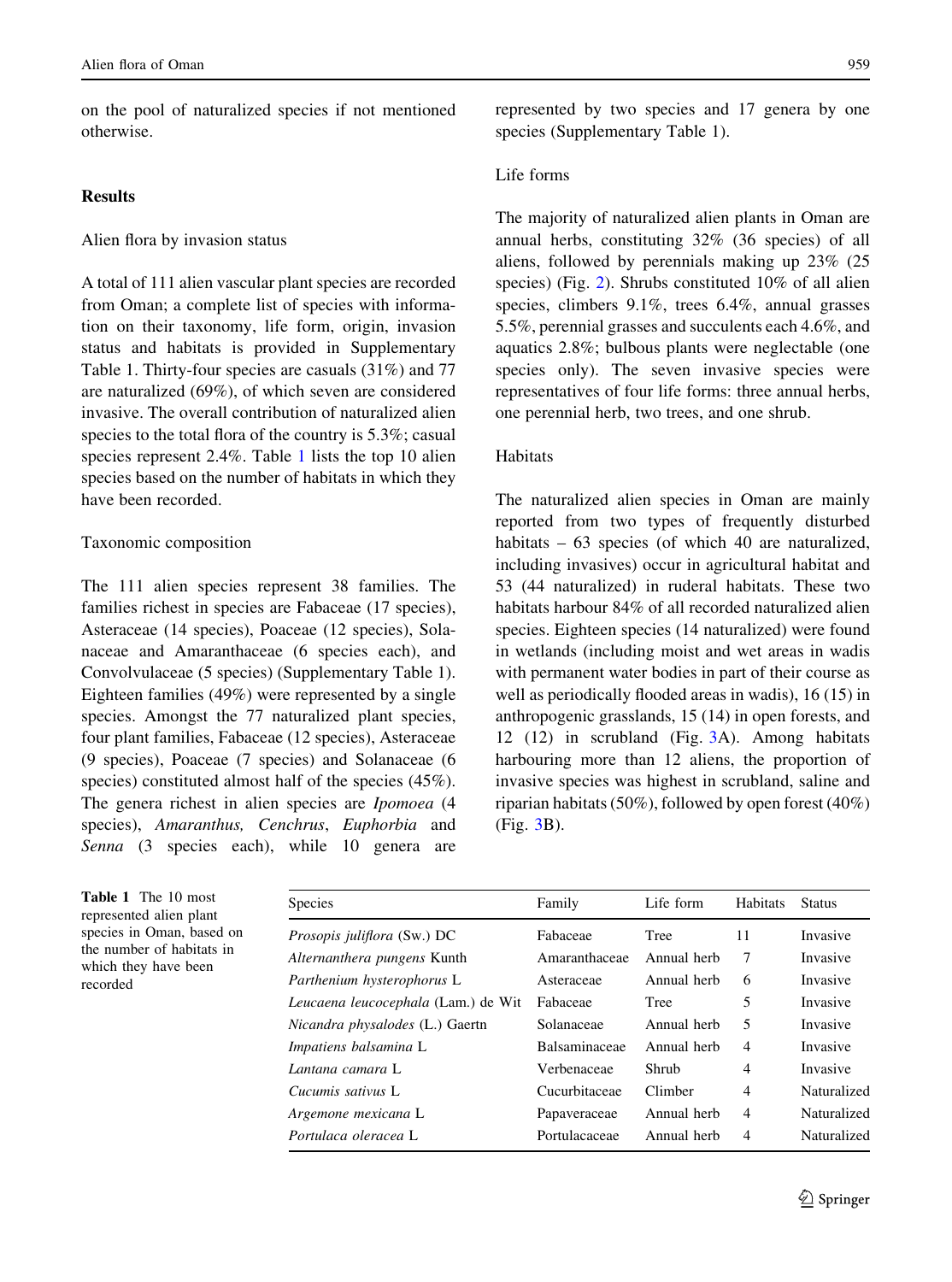on the pool of naturalized species if not mentioned otherwise.

## Results

### Alien flora by invasion status

A total of 111 alien vascular plant species are recorded from Oman; a complete list of species with information on their taxonomy, life form, origin, invasion status and habitats is provided in Supplementary Table 1. Thirty-four species are casuals (31%) and 77 are naturalized (69%), of which seven are considered invasive. The overall contribution of naturalized alien species to the total flora of the country is 5.3%; casual species represent 2.4%. Table 1 lists the top 10 alien species based on the number of habitats in which they have been recorded.

### Taxonomic composition

The 111 alien species represent 38 families. The families richest in species are Fabaceae (17 species), Asteraceae (14 species), Poaceae (12 species), Solanaceae and Amaranthaceae (6 species each), and Convolvulaceae (5 species) (Supplementary Table 1). Eighteen families (49%) were represented by a single species. Amongst the 77 naturalized plant species, four plant families, Fabaceae (12 species), Asteraceae (9 species), Poaceae (7 species) and Solanaceae (6 species) constituted almost half of the species (45%). The genera richest in alien species are *Ipomoea* (4 species), *Amaranthus, Cenchrus*, *Euphorbia* and *Senna* (3 species each), while 10 genera are represented by two species and 17 genera by one species (Supplementary Table 1).

### Life forms

The majority of naturalized alien plants in Oman are annual herbs, constituting 32% (36 species) of all aliens, followed by perennials making up 23% (25 species) (Fig. 2). Shrubs constituted 10% of all alien species, climbers 9.1%, trees 6.4%, annual grasses 5.5%, perennial grasses and succulents each 4.6%, and aquatics 2.8%; bulbous plants were neglectable (one species only). The seven invasive species were representatives of four life forms: three annual herbs, one perennial herb, two trees, and one shrub.

### Habitats

The naturalized alien species in Oman are mainly reported from two types of frequently disturbed habitats – 63 species (of which 40 are naturalized, including invasives) occur in agricultural habitat and 53 (44 naturalized) in ruderal habitats. These two habitats harbour 84% of all recorded naturalized alien species. Eighteen species (14 naturalized) were found in wetlands (including moist and wet areas in wadis with permanent water bodies in part of their course as well as periodically flooded areas in wadis), 16 (15) in anthropogenic grasslands, 15 (14) in open forests, and 12 (12) in scrubland (Fig. 3A). Among habitats harbouring more than 12 aliens, the proportion of invasive species was highest in scrubland, saline and riparian habitats (50%), followed by open forest (40%) (Fig. 3B).

**Table 1** The 10 most represented alien plant species in Oman, based on the number of habitats in which they have been recorded

| Species | Family | Life form | Habitats | Status |
|---|---|---|---|---|
| *Prosopis juliflora* (Sw.) DC | Fabaceae | Tree | 11 | Invasive |
| *Alternanthera pungens* Kunth | Amaranthaceae | Annual herb | 7 | Invasive |
| *Parthenium hysterophorus* L | Asteraceae | Annual herb | 6 | Invasive |
| *Leucaena leucocephala* (Lam.) de Wit | Fabaceae | Tree | 5 | Invasive |
| *Nicandra physalodes* (L.) Gaertn | Solanaceae | Annual herb | 5 | Invasive |
| *Impatiens balsamina* L | Balsaminaceae | Annual herb | 4 | Invasive |
| *Lantana camara* L | Verbenaceae | Shrub | 4 | Invasive |
| *Cucumis sativus* L | Cucurbitaceae | Climber | 4 | Naturalized |
| *Argemone mexicana* L | Papaveraceae | Annual herb | 4 | Naturalized |
| *Portulaca oleracea* L | Portulacaceae | Annual herb | 4 | Naturalized |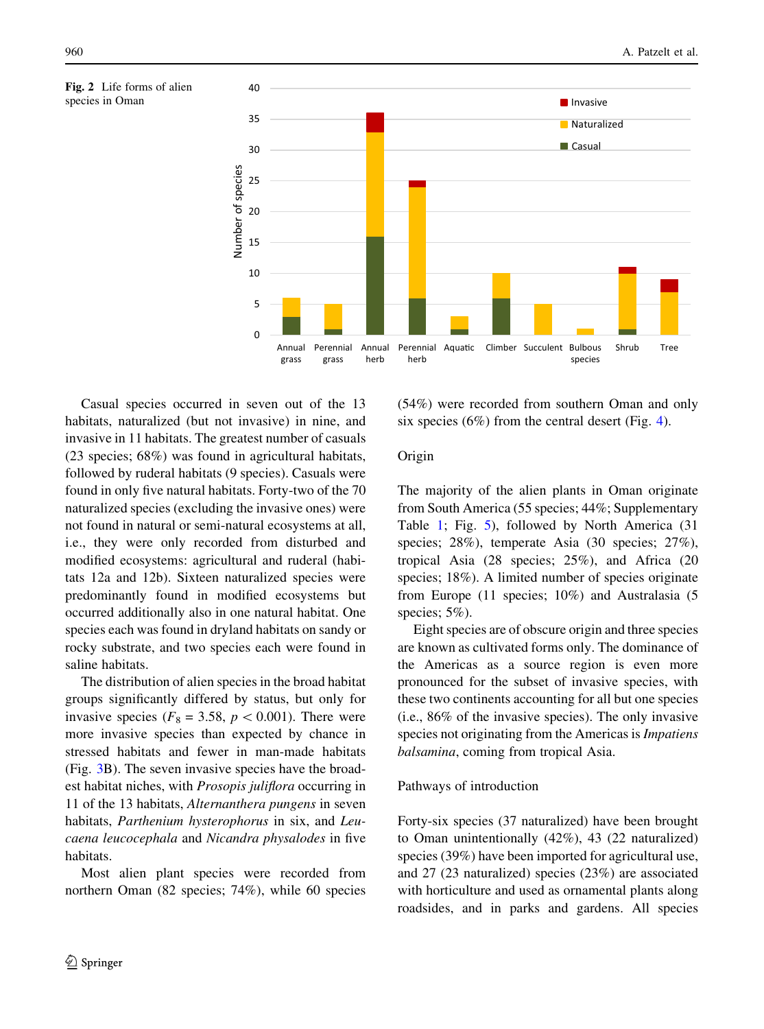**Fig. 2** Life forms of alien species in Oman

Casual species occurred in seven out of the 13 habitats, naturalized (but not invasive) in nine, and invasive in 11 habitats. The greatest number of casuals (23 species; 68%) was found in agricultural habitats, followed by ruderal habitats (9 species). Casuals were found in only five natural habitats. Forty-two of the 70 naturalized species (excluding the invasive ones) were not found in natural or semi-natural ecosystems at all, i.e., they were only recorded from disturbed and modified ecosystems: agricultural and ruderal (habitats 12a and 12b). Sixteen naturalized species were predominantly found in modified ecosystems but occurred additionally also in one natural habitat. One species each was found in dryland habitats on sandy or rocky substrate, and two species each were found in saline habitats.

The distribution of alien species in the broad habitat groups significantly differed by status, but only for invasive species ($F_8 = 3.58$, $p < 0.001$). There were more invasive species than expected by chance in stressed habitats and fewer in man-made habitats (Fig. 3B). The seven invasive species have the broadest habitat niches, with *Prosopis juliflora* occurring in 11 of the 13 habitats, *Alternanthera pungens* in seven habitats, *Parthenium hysterophorus* in six, and *Leucaena leucocephala* and *Nicandra physalodes* in five habitats.

Most alien plant species were recorded from northern Oman (82 species; 74%), while 60 species (54%) were recorded from southern Oman and only six species (6%) from the central desert (Fig. 4).

## Origin

The majority of the alien plants in Oman originate from South America (55 species; 44%; Supplementary Table 1; Fig. 5), followed by North America (31 species; 28%), temperate Asia (30 species; 27%), tropical Asia (28 species; 25%), and Africa (20 species; 18%). A limited number of species originate from Europe (11 species; 10%) and Australasia (5 species; 5%).

Eight species are of obscure origin and three species are known as cultivated forms only. The dominance of the Americas as a source region is even more pronounced for the subset of invasive species, with these two continents accounting for all but one species (i.e., 86% of the invasive species). The only invasive species not originating from the Americas is *Impatiens balsamina*, coming from tropical Asia.

## Pathways of introduction

Forty-six species (37 naturalized) have been brought to Oman unintentionally (42%), 43 (22 naturalized) species (39%) have been imported for agricultural use, and 27 (23 naturalized) species (23%) are associated with horticulture and used as ornamental plants along roadsides, and in parks and gardens. All species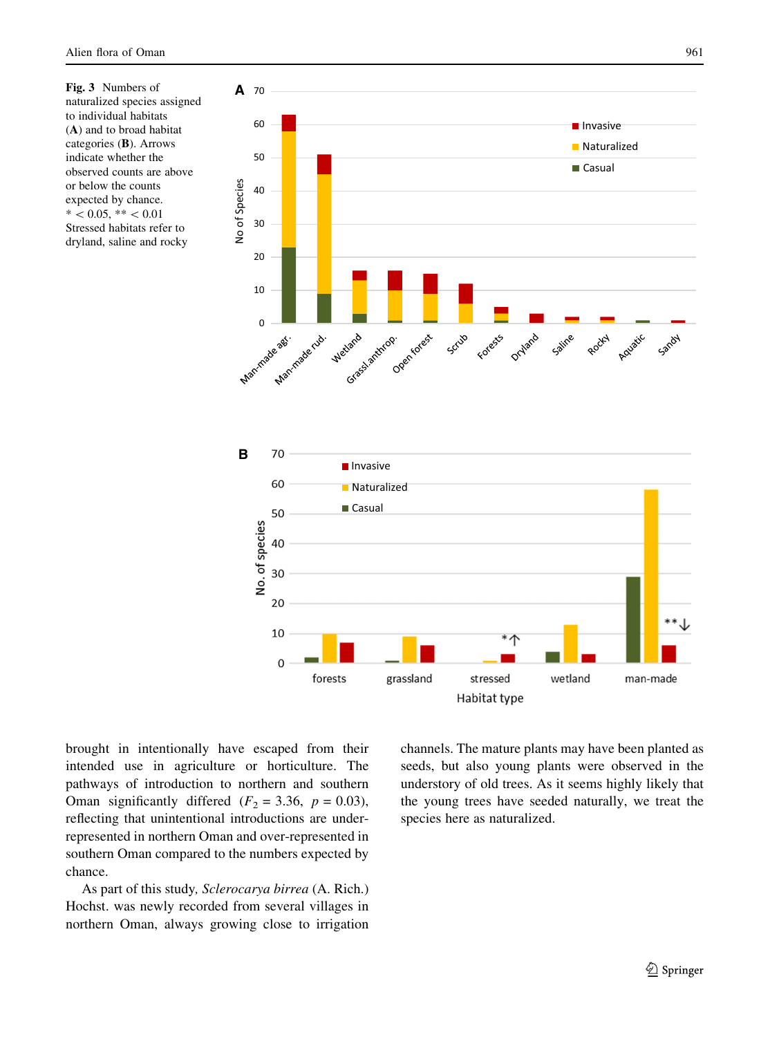Fig. 3 Numbers of naturalized species assigned to individual habitats (**A**) and to broad habitat categories (**B**). Arrows indicate whether the observed counts are above or below the counts expected by chance. * < 0.05, ** < 0.01 Stressed habitats refer to dryland, saline and rocky

brought in intentionally have escaped from their intended use in agriculture or horticulture. The pathways of introduction to northern and southern Oman significantly differed ($F_2 = 3.36$, $p = 0.03$), reflecting that unintentional introductions are under-represented in northern Oman and over-represented in southern Oman compared to the numbers expected by chance.

As part of this study, *Sclerocarya birrea* (A. Rich.) Hochst. was newly recorded from several villages in northern Oman, always growing close to irrigation channels. The mature plants may have been planted as seeds, but also young plants were observed in the understory of old trees. As it seems highly likely that the young trees have seeded naturally, we treat the species here as naturalized.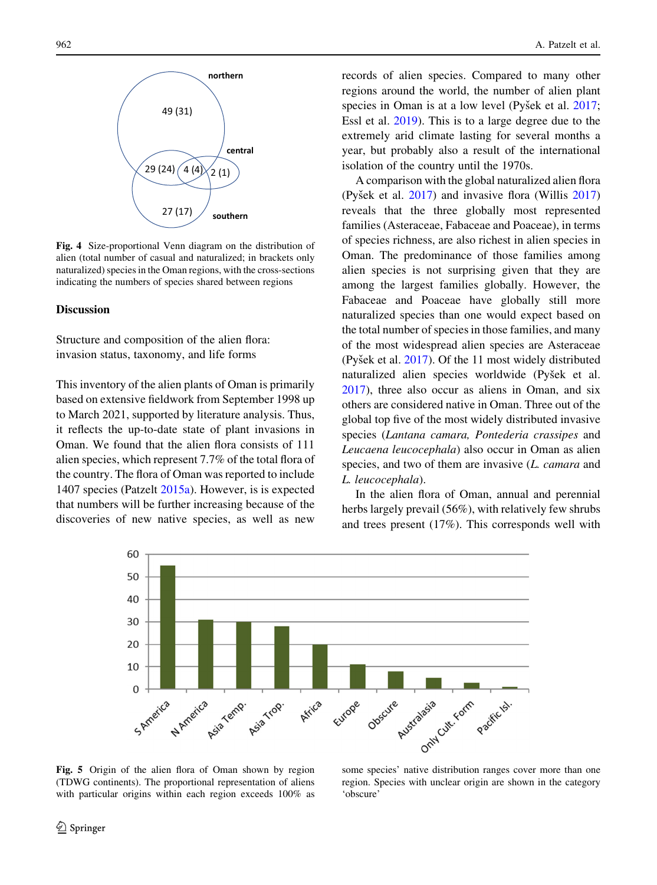Fig. 4 Size-proportional Venn diagram on the distribution of alien (total number of casual and naturalized; in brackets only naturalized) species in the Oman regions, with the cross-sections indicating the numbers of species shared between regions

## Discussion

### Structure and composition of the alien flora: invasion status, taxonomy, and life forms

This inventory of the alien plants of Oman is primarily based on extensive fieldwork from September 1998 up to March 2021, supported by literature analysis. Thus, it reflects the up-to-date state of plant invasions in Oman. We found that the alien flora consists of 111 alien species, which represent 7.7% of the total flora of the country. The flora of Oman was reported to include 1407 species (Patzelt 2015a). However, is is expected that numbers will be further increasing because of the discoveries of new native species, as well as new records of alien species. Compared to many other regions around the world, the number of alien plant species in Oman is at a low level (Pyšek et al. 2017; Essl et al. 2019). This is to a large degree due to the extremely arid climate lasting for several months a year, but probably also a result of the international isolation of the country until the 1970s.

A comparison with the global naturalized alien flora (Pyšek et al. 2017) and invasive flora (Willis 2017) reveals that the three globally most represented families (Asteraceae, Fabaceae and Poaceae), in terms of species richness, are also richest in alien species in Oman. The predominance of those families among alien species is not surprising given that they are among the largest families globally. However, the Fabaceae and Poaceae have globally still more naturalized species than one would expect based on the total number of species in those families, and many of the most widespread alien species are Asteraceae (Pyšek et al. 2017). Of the 11 most widely distributed naturalized alien species worldwide (Pyšek et al. 2017), three also occur as aliens in Oman, and six others are considered native in Oman. Three out of the global top five of the most widely distributed invasive species (*Lantana camara, Pontederia crassipes* and *Leucaena leucocephala*) also occur in Oman as alien species, and two of them are invasive (*L. camara* and *L. leucocephala*).

In the alien flora of Oman, annual and perennial herbs largely prevail (56%), with relatively few shrubs and trees present (17%). This corresponds well with

Fig. 5 Origin of the alien flora of Oman shown by region (TDWG continents). The proportional representation of aliens with particular origins within each region exceeds 100% as some species' native distribution ranges cover more than one region. Species with unclear origin are shown in the category 'obscure'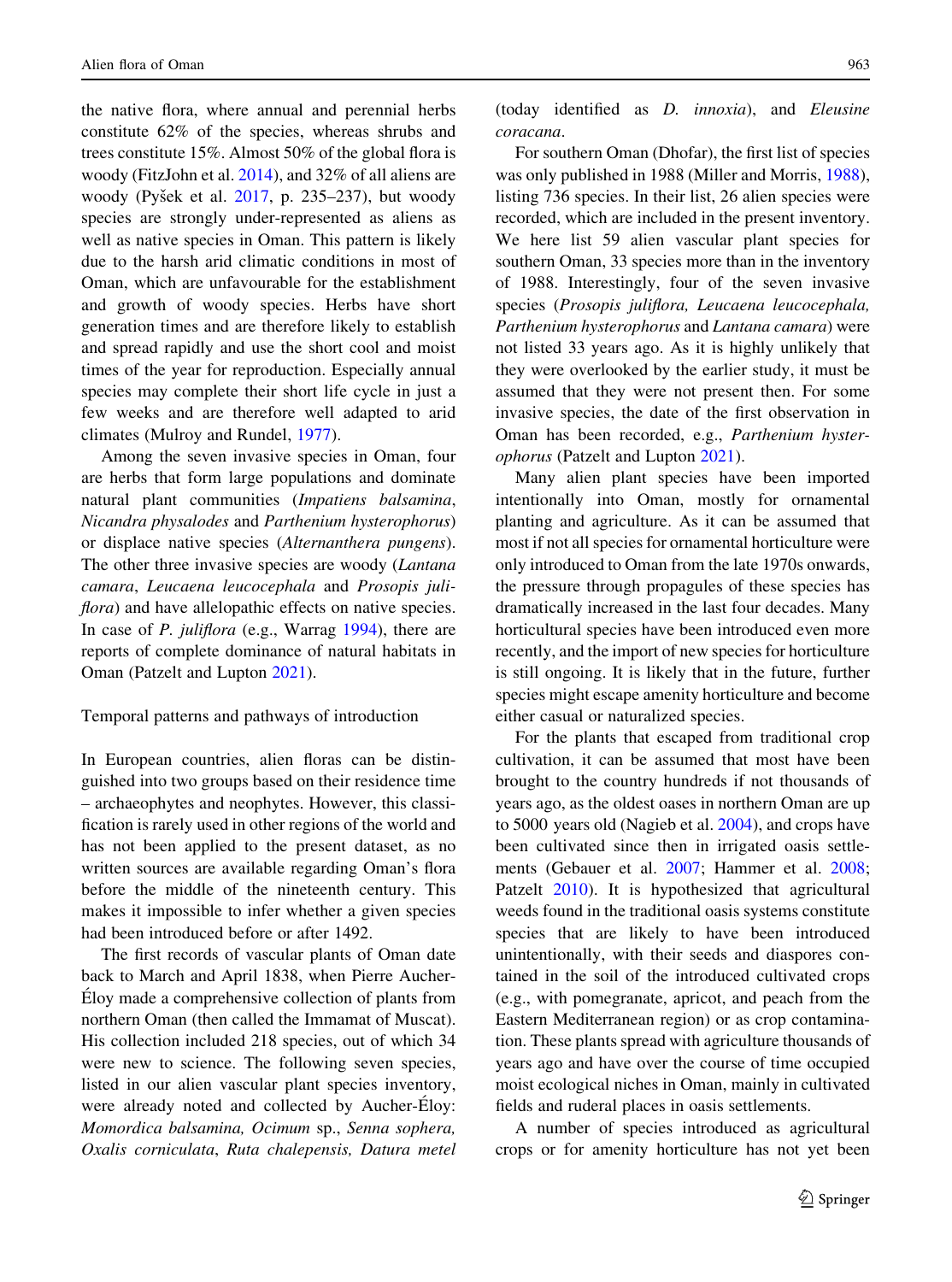the native flora, where annual and perennial herbs constitute 62% of the species, whereas shrubs and trees constitute 15%. Almost 50% of the global flora is woody (FitzJohn et al. 2014), and 32% of all aliens are woody (Pyšek et al. 2017, p. 235–237), but woody species are strongly under-represented as aliens as well as native species in Oman. This pattern is likely due to the harsh arid climatic conditions in most of Oman, which are unfavourable for the establishment and growth of woody species. Herbs have short generation times and are therefore likely to establish and spread rapidly and use the short cool and moist times of the year for reproduction. Especially annual species may complete their short life cycle in just a few weeks and are therefore well adapted to arid climates (Mulroy and Rundel, 1977).

Among the seven invasive species in Oman, four are herbs that form large populations and dominate natural plant communities (*Impatiens balsamina*, *Nicandra physalodes* and *Parthenium hysterophorus*) or displace native species (*Alternanthera pungens*). The other three invasive species are woody (*Lantana camara*, *Leucaena leucocephala* and *Prosopis juliflora*) and have allelopathic effects on native species. In case of *P. juliflora* (e.g., Warrag 1994), there are reports of complete dominance of natural habitats in Oman (Patzelt and Lupton 2021).

## Temporal patterns and pathways of introduction

In European countries, alien floras can be distinguished into two groups based on their residence time – archaeophytes and neophytes. However, this classification is rarely used in other regions of the world and has not been applied to the present dataset, as no written sources are available regarding Oman's flora before the middle of the nineteenth century. This makes it impossible to infer whether a given species had been introduced before or after 1492.

The first records of vascular plants of Oman date back to March and April 1838, when Pierre Aucher-Éloy made a comprehensive collection of plants from northern Oman (then called the Immamat of Muscat). His collection included 218 species, out of which 34 were new to science. The following seven species, listed in our alien vascular plant species inventory, were already noted and collected by Aucher-Éloy: *Momordica balsamina, Ocimum* sp., *Senna sophera, Oxalis corniculata*, *Ruta chalepensis, Datura metel* (today identified as *D. innoxia*), and *Eleusine coracana*.

For southern Oman (Dhofar), the first list of species was only published in 1988 (Miller and Morris, 1988), listing 736 species. In their list, 26 alien species were recorded, which are included in the present inventory. We here list 59 alien vascular plant species for southern Oman, 33 species more than in the inventory of 1988. Interestingly, four of the seven invasive species (*Prosopis juliflora, Leucaena leucocephala, Parthenium hysterophorus* and *Lantana camara*) were not listed 33 years ago. As it is highly unlikely that they were overlooked by the earlier study, it must be assumed that they were not present then. For some invasive species, the date of the first observation in Oman has been recorded, e.g., *Parthenium hysterophorus* (Patzelt and Lupton 2021).

Many alien plant species have been imported intentionally into Oman, mostly for ornamental planting and agriculture. As it can be assumed that most if not all species for ornamental horticulture were only introduced to Oman from the late 1970s onwards, the pressure through propagules of these species has dramatically increased in the last four decades. Many horticultural species have been introduced even more recently, and the import of new species for horticulture is still ongoing. It is likely that in the future, further species might escape amenity horticulture and become either casual or naturalized species.

For the plants that escaped from traditional crop cultivation, it can be assumed that most have been brought to the country hundreds if not thousands of years ago, as the oldest oases in northern Oman are up to 5000 years old (Nagieb et al. 2004), and crops have been cultivated since then in irrigated oasis settlements (Gebauer et al. 2007; Hammer et al. 2008; Patzelt 2010). It is hypothesized that agricultural weeds found in the traditional oasis systems constitute species that are likely to have been introduced unintentionally, with their seeds and diaspores contained in the soil of the introduced cultivated crops (e.g., with pomegranate, apricot, and peach from the Eastern Mediterranean region) or as crop contamination. These plants spread with agriculture thousands of years ago and have over the course of time occupied moist ecological niches in Oman, mainly in cultivated fields and ruderal places in oasis settlements.

A number of species introduced as agricultural crops or for amenity horticulture has not yet been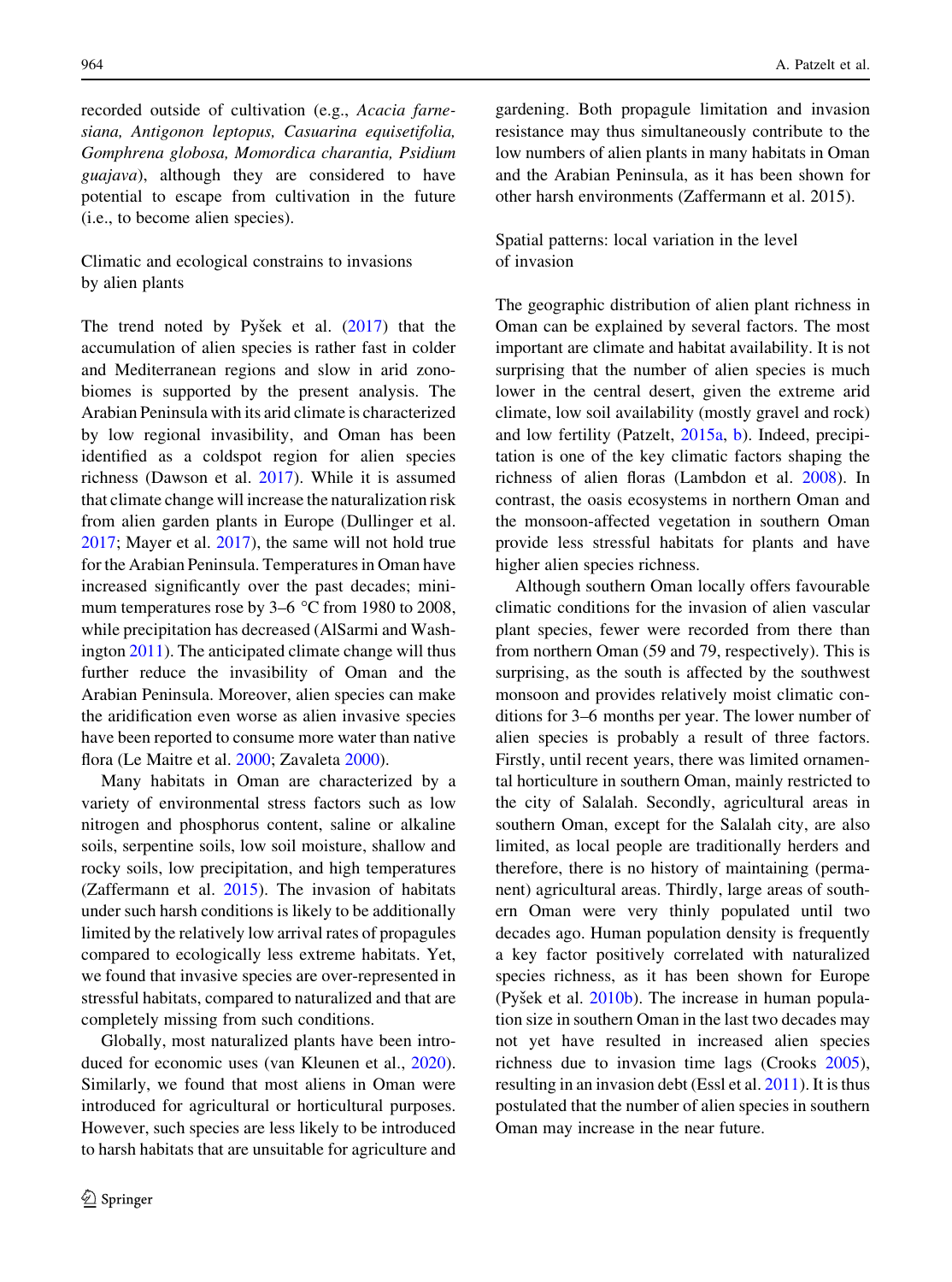recorded outside of cultivation (e.g., *Acacia farnesiana, Antigonon leptopus, Casuarina equisetifolia, Gomphrena globosa, Momordica charantia, Psidium guajava*), although they are considered to have potential to escape from cultivation in the future (i.e., to become alien species).

## Climatic and ecological constrains to invasions by alien plants

The trend noted by Pyšek et al. (2017) that the accumulation of alien species is rather fast in colder and Mediterranean regions and slow in arid zonobiomes is supported by the present analysis. The Arabian Peninsula with its arid climate is characterized by low regional invasibility, and Oman has been identified as a coldspot region for alien species richness (Dawson et al. 2017). While it is assumed that climate change will increase the naturalization risk from alien garden plants in Europe (Dullinger et al. 2017; Mayer et al. 2017), the same will not hold true for the Arabian Peninsula. Temperatures in Oman have increased significantly over the past decades; minimum temperatures rose by 3–6 °C from 1980 to 2008, while precipitation has decreased (AlSarmi and Washington 2011). The anticipated climate change will thus further reduce the invasibility of Oman and the Arabian Peninsula. Moreover, alien species can make the aridification even worse as alien invasive species have been reported to consume more water than native flora (Le Maitre et al. 2000; Zavaleta 2000).

Many habitats in Oman are characterized by a variety of environmental stress factors such as low nitrogen and phosphorus content, saline or alkaline soils, serpentine soils, low soil moisture, shallow and rocky soils, low precipitation, and high temperatures (Zaffermann et al. 2015). The invasion of habitats under such harsh conditions is likely to be additionally limited by the relatively low arrival rates of propagules compared to ecologically less extreme habitats. Yet, we found that invasive species are over-represented in stressful habitats, compared to naturalized and that are completely missing from such conditions.

Globally, most naturalized plants have been introduced for economic uses (van Kleunen et al., 2020). Similarly, we found that most aliens in Oman were introduced for agricultural or horticultural purposes. However, such species are less likely to be introduced to harsh habitats that are unsuitable for agriculture and gardening. Both propagule limitation and invasion resistance may thus simultaneously contribute to the low numbers of alien plants in many habitats in Oman and the Arabian Peninsula, as it has been shown for other harsh environments (Zaffermann et al. 2015).

## Spatial patterns: local variation in the level of invasion

The geographic distribution of alien plant richness in Oman can be explained by several factors. The most important are climate and habitat availability. It is not surprising that the number of alien species is much lower in the central desert, given the extreme arid climate, low soil availability (mostly gravel and rock) and low fertility (Patzelt, 2015a, b). Indeed, precipitation is one of the key climatic factors shaping the richness of alien floras (Lambdon et al. 2008). In contrast, the oasis ecosystems in northern Oman and the monsoon-affected vegetation in southern Oman provide less stressful habitats for plants and have higher alien species richness.

Although southern Oman locally offers favourable climatic conditions for the invasion of alien vascular plant species, fewer were recorded from there than from northern Oman (59 and 79, respectively). This is surprising, as the south is affected by the southwest monsoon and provides relatively moist climatic conditions for 3–6 months per year. The lower number of alien species is probably a result of three factors. Firstly, until recent years, there was limited ornamental horticulture in southern Oman, mainly restricted to the city of Salalah. Secondly, agricultural areas in southern Oman, except for the Salalah city, are also limited, as local people are traditionally herders and therefore, there is no history of maintaining (permanent) agricultural areas. Thirdly, large areas of southern Oman were very thinly populated until two decades ago. Human population density is frequently a key factor positively correlated with naturalized species richness, as it has been shown for Europe (Pyšek et al. 2010b). The increase in human population size in southern Oman in the last two decades may not yet have resulted in increased alien species richness due to invasion time lags (Crooks 2005), resulting in an invasion debt (Essl et al. 2011). It is thus postulated that the number of alien species in southern Oman may increase in the near future.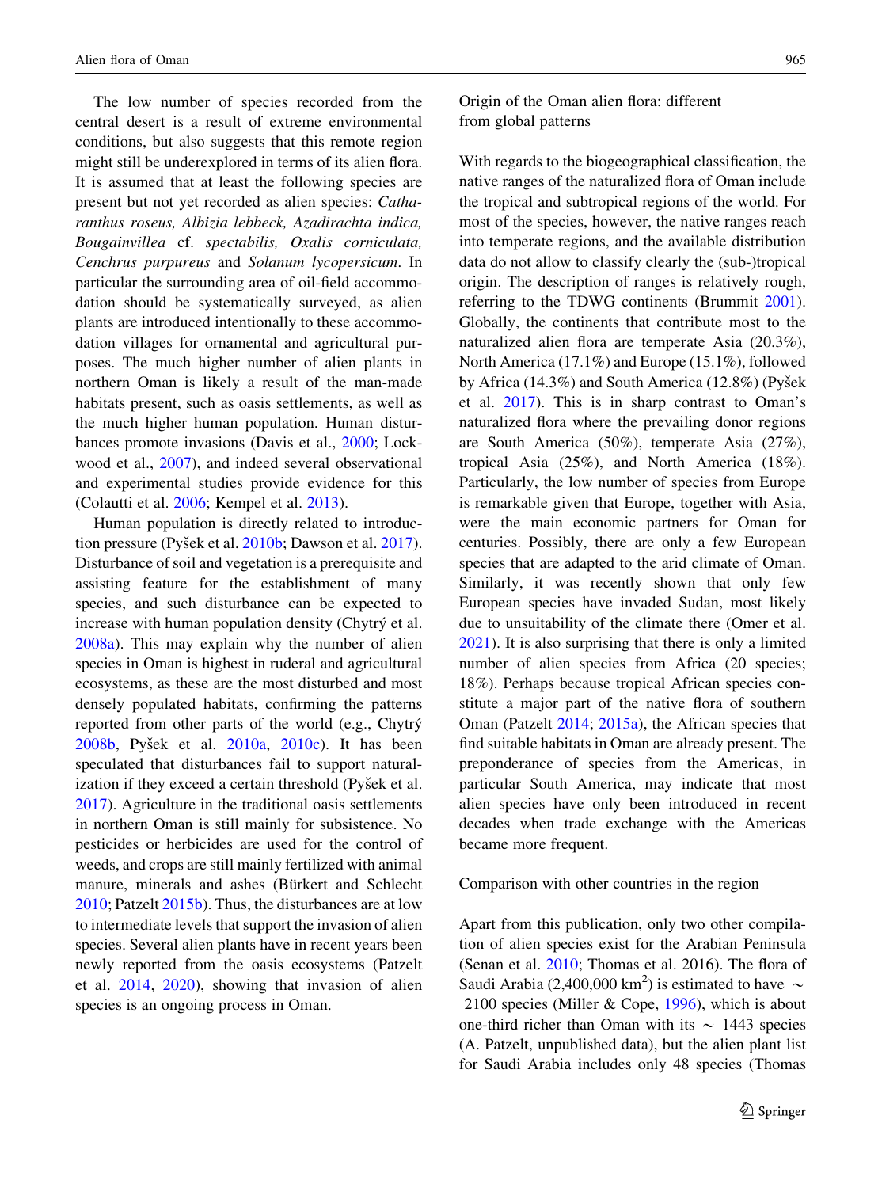The low number of species recorded from the central desert is a result of extreme environmental conditions, but also suggests that this remote region might still be underexplored in terms of its alien flora. It is assumed that at least the following species are present but not yet recorded as alien species: *Catharanthus roseus, Albizia lebbeck, Azadirachta indica, Bougainvillea* cf. *spectabilis, Oxalis corniculata, Cenchrus purpureus* and *Solanum lycopersicum*. In particular the surrounding area of oil-field accommodation should be systematically surveyed, as alien plants are introduced intentionally to these accommodation villages for ornamental and agricultural purposes. The much higher number of alien plants in northern Oman is likely a result of the man-made habitats present, such as oasis settlements, as well as the much higher human population. Human disturbances promote invasions (Davis et al., 2000; Lockwood et al., 2007), and indeed several observational and experimental studies provide evidence for this (Colautti et al. 2006; Kempel et al. 2013).

Human population is directly related to introduction pressure (Pyšek et al. 2010b; Dawson et al. 2017). Disturbance of soil and vegetation is a prerequisite and assisting feature for the establishment of many species, and such disturbance can be expected to increase with human population density (Chytrý et al. 2008a). This may explain why the number of alien species in Oman is highest in ruderal and agricultural ecosystems, as these are the most disturbed and most densely populated habitats, confirming the patterns reported from other parts of the world (e.g., Chytrý 2008b, Pyšek et al. 2010a, 2010c). It has been speculated that disturbances fail to support naturalization if they exceed a certain threshold (Pyšek et al. 2017). Agriculture in the traditional oasis settlements in northern Oman is still mainly for subsistence. No pesticides or herbicides are used for the control of weeds, and crops are still mainly fertilized with animal manure, minerals and ashes (Bürkert and Schlecht 2010; Patzelt 2015b). Thus, the disturbances are at low to intermediate levels that support the invasion of alien species. Several alien plants have in recent years been newly reported from the oasis ecosystems (Patzelt et al. 2014, 2020), showing that invasion of alien species is an ongoing process in Oman.

## Origin of the Oman alien flora: different from global patterns

With regards to the biogeographical classification, the native ranges of the naturalized flora of Oman include the tropical and subtropical regions of the world. For most of the species, however, the native ranges reach into temperate regions, and the available distribution data do not allow to classify clearly the (sub-)tropical origin. The description of ranges is relatively rough, referring to the TDWG continents (Brummit 2001). Globally, the continents that contribute most to the naturalized alien flora are temperate Asia (20.3%), North America (17.1%) and Europe (15.1%), followed by Africa (14.3%) and South America (12.8%) (Pyšek et al. 2017). This is in sharp contrast to Oman's naturalized flora where the prevailing donor regions are South America (50%), temperate Asia (27%), tropical Asia (25%), and North America (18%). Particularly, the low number of species from Europe is remarkable given that Europe, together with Asia, were the main economic partners for Oman for centuries. Possibly, there are only a few European species that are adapted to the arid climate of Oman. Similarly, it was recently shown that only few European species have invaded Sudan, most likely due to unsuitability of the climate there (Omer et al. 2021). It is also surprising that there is only a limited number of alien species from Africa (20 species; 18%). Perhaps because tropical African species constitute a major part of the native flora of southern Oman (Patzelt 2014; 2015a), the African species that find suitable habitats in Oman are already present. The preponderance of species from the Americas, in particular South America, may indicate that most alien species have only been introduced in recent decades when trade exchange with the Americas became more frequent.

## Comparison with other countries in the region

Apart from this publication, only two other compilation of alien species exist for the Arabian Peninsula (Senan et al. 2010; Thomas et al. 2016). The flora of Saudi Arabia (2,400,000 km$^2$) is estimated to have $\sim$ 2100 species (Miller & Cope, 1996), which is about one-third richer than Oman with its $\sim$ 1443 species (A. Patzelt, unpublished data), but the alien plant list for Saudi Arabia includes only 48 species (Thomas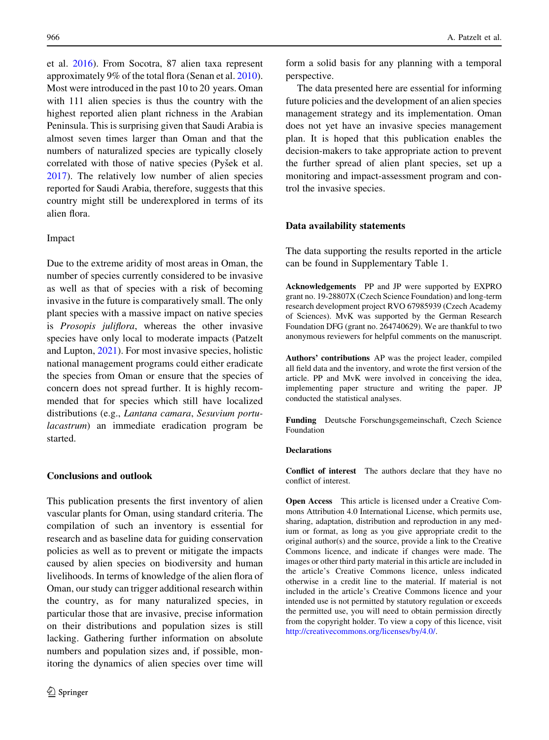et al. 2016). From Socotra, 87 alien taxa represent approximately 9% of the total flora (Senan et al. 2010). Most were introduced in the past 10 to 20 years. Oman with 111 alien species is thus the country with the highest reported alien plant richness in the Arabian Peninsula. This is surprising given that Saudi Arabia is almost seven times larger than Oman and that the numbers of naturalized species are typically closely correlated with those of native species (Pyšek et al. 2017). The relatively low number of alien species reported for Saudi Arabia, therefore, suggests that this country might still be underexplored in terms of its alien flora.

### Impact

Due to the extreme aridity of most areas in Oman, the number of species currently considered to be invasive as well as that of species with a risk of becoming invasive in the future is comparatively small. The only plant species with a massive impact on native species is *Prosopis juliflora*, whereas the other invasive species have only local to moderate impacts (Patzelt and Lupton, 2021). For most invasive species, holistic national management programs could either eradicate the species from Oman or ensure that the species of concern does not spread further. It is highly recommended that for species which still have localized distributions (e.g., *Lantana camara*, *Sesuvium portulacastrum*) an immediate eradication program be started.

## Conclusions and outlook

This publication presents the first inventory of alien vascular plants for Oman, using standard criteria. The compilation of such an inventory is essential for research and as baseline data for guiding conservation policies as well as to prevent or mitigate the impacts caused by alien species on biodiversity and human livelihoods. In terms of knowledge of the alien flora of Oman, our study can trigger additional research within the country, as for many naturalized species, in particular those that are invasive, precise information on their distributions and population sizes is still lacking. Gathering further information on absolute numbers and population sizes and, if possible, monitoring the dynamics of alien species over time will form a solid basis for any planning with a temporal perspective.

The data presented here are essential for informing future policies and the development of an alien species management strategy and its implementation. Oman does not yet have an invasive species management plan. It is hoped that this publication enables the decision-makers to take appropriate action to prevent the further spread of alien plant species, set up a monitoring and impact-assessment program and control the invasive species.

## Data availability statements

The data supporting the results reported in the article can be found in Supplementary Table 1.

**Acknowledgements** PP and JP were supported by EXPRO grant no. 19-28807X (Czech Science Foundation) and long-term research development project RVO 67985939 (Czech Academy of Sciences). MvK was supported by the German Research Foundation DFG (grant no. 264740629). We are thankful to two anonymous reviewers for helpful comments on the manuscript.

**Authors' contributions** AP was the project leader, compiled all field data and the inventory, and wrote the first version of the article. PP and MvK were involved in conceiving the idea, implementing paper structure and writing the paper. JP conducted the statistical analyses.

**Funding** Deutsche Forschungsgemeinschaft, Czech Science Foundation

**Declarations**

**Conflict of interest** The authors declare that they have no conflict of interest.

**Open Access** This article is licensed under a Creative Commons Attribution 4.0 International License, which permits use, sharing, adaptation, distribution and reproduction in any medium or format, as long as you give appropriate credit to the original author(s) and the source, provide a link to the Creative Commons licence, and indicate if changes were made. The images or other third party material in this article are included in the article's Creative Commons licence, unless indicated otherwise in a credit line to the material. If material is not included in the article's Creative Commons licence and your intended use is not permitted by statutory regulation or exceeds the permitted use, you will need to obtain permission directly from the copyright holder. To view a copy of this licence, visit http://creativecommons.org/licenses/by/4.0/.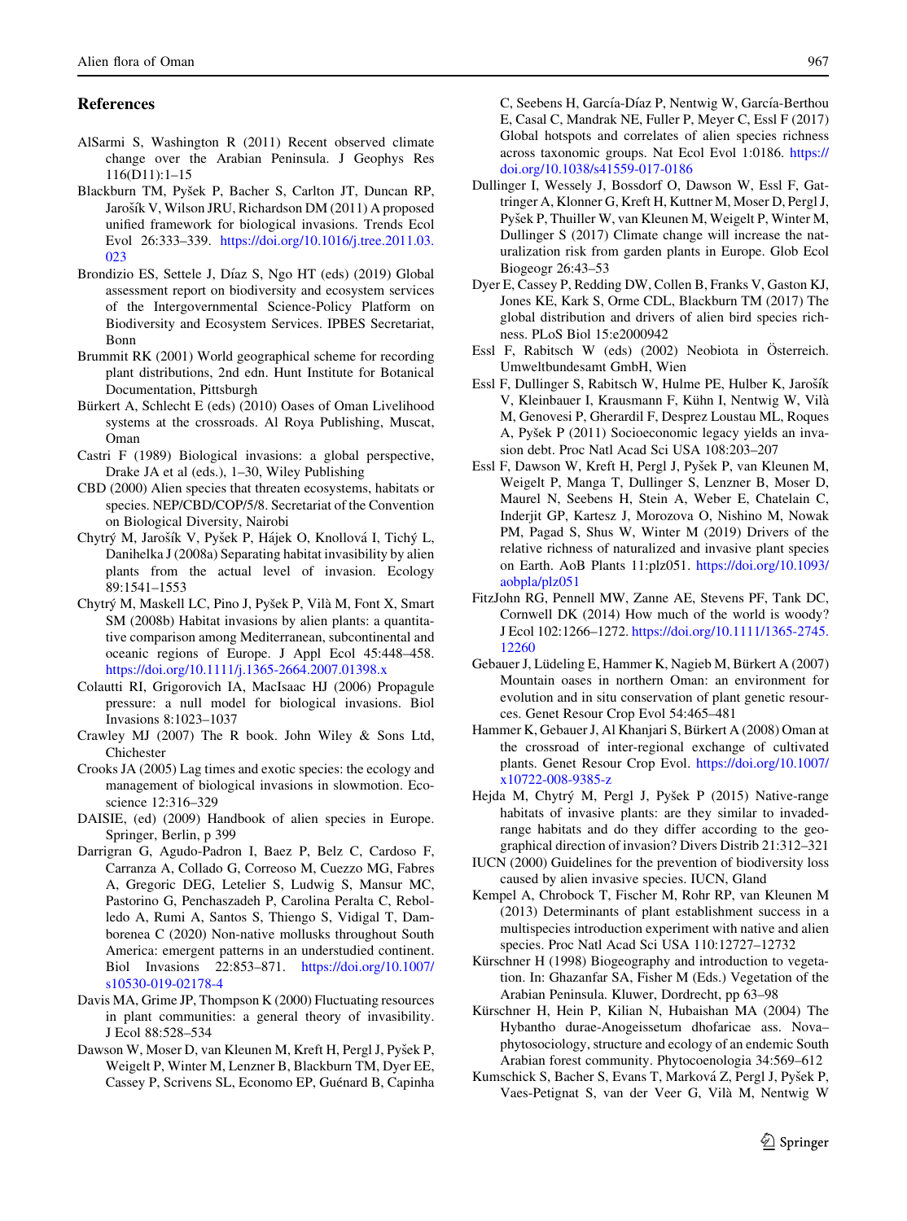## References

AlSarmi S, Washington R (2011) Recent observed climate change over the Arabian Peninsula. J Geophys Res 116(D11):1–15

Blackburn TM, Pyšek P, Bacher S, Carlton JT, Duncan RP, Jarošík V, Wilson JRU, Richardson DM (2011) A proposed unified framework for biological invasions. Trends Ecol Evol 26:333–339. https://doi.org/10.1016/j.tree.2011.03.023

Brondizio ES, Settele J, Díaz S, Ngo HT (eds) (2019) Global assessment report on biodiversity and ecosystem services of the Intergovernmental Science-Policy Platform on Biodiversity and Ecosystem Services. IPBES Secretariat, Bonn

Brummit RK (2001) World geographical scheme for recording plant distributions, 2nd edn. Hunt Institute for Botanical Documentation, Pittsburgh

Bürkert A, Schlecht E (eds) (2010) Oases of Oman Livelihood systems at the crossroads. Al Roya Publishing, Muscat, Oman

Castri F (1989) Biological invasions: a global perspective, Drake JA et al (eds.), 1–30, Wiley Publishing

CBD (2000) Alien species that threaten ecosystems, habitats or species. NEP/CBD/COP/5/8. Secretariat of the Convention on Biological Diversity, Nairobi

Chytrý M, Jarošík V, Pyšek P, Hájek O, Knollová I, Tichý L, Danihelka J (2008a) Separating habitat invasibility by alien plants from the actual level of invasion. Ecology 89:1541–1553

Chytrý M, Maskell LC, Pino J, Pyšek P, Vilà M, Font X, Smart SM (2008b) Habitat invasions by alien plants: a quantitative comparison among Mediterranean, subcontinental and oceanic regions of Europe. J Appl Ecol 45:448–458. https://doi.org/10.1111/j.1365-2664.2007.01398.x

Colautti RI, Grigorovich IA, MacIsaac HJ (2006) Propagule pressure: a null model for biological invasions. Biol Invasions 8:1023–1037

Crawley MJ (2007) The R book. John Wiley & Sons Ltd, Chichester

Crooks JA (2005) Lag times and exotic species: the ecology and management of biological invasions in slowmotion. Ecoscience 12:316–329

DAISIE, (ed) (2009) Handbook of alien species in Europe. Springer, Berlin, p 399

Darrigran G, Agudo-Padron I, Baez P, Belz C, Cardoso F, Carranza A, Collado G, Correoso M, Cuezzo MG, Fabres A, Gregoric DEG, Letelier S, Ludwig S, Mansur MC, Pastorino G, Penchaszadeh P, Carolina Peralta C, Rebolledo A, Rumi A, Santos S, Thiengo S, Vidigal T, Damborenea C (2020) Non-native mollusks throughout South America: emergent patterns in an understudied continent. Biol Invasions 22:853–871. https://doi.org/10.1007/s10530-019-02178-4

Davis MA, Grime JP, Thompson K (2000) Fluctuating resources in plant communities: a general theory of invasibility. J Ecol 88:528–534

Dawson W, Moser D, van Kleunen M, Kreft H, Pergl J, Pyšek P, Weigelt P, Winter M, Lenzner B, Blackburn TM, Dyer EE, Cassey P, Scrivens SL, Economo EP, Guénard B, Capinha C, Seebens H, García-Díaz P, Nentwig W, García-Berthou E, Casal C, Mandrak NE, Fuller P, Meyer C, Essl F (2017) Global hotspots and correlates of alien species richness across taxonomic groups. Nat Ecol Evol 1:0186. https://doi.org/10.1038/s41559-017-0186

Dullinger I, Wessely J, Bossdorf O, Dawson W, Essl F, Gattringer A, Klonner G, Kreft H, Kuttner M, Moser D, Pergl J, Pyšek P, Thuiller W, van Kleunen M, Weigelt P, Winter M, Dullinger S (2017) Climate change will increase the naturalization risk from garden plants in Europe. Glob Ecol Biogeogr 26:43–53

Dyer E, Cassey P, Redding DW, Collen B, Franks V, Gaston KJ, Jones KE, Kark S, Orme CDL, Blackburn TM (2017) The global distribution and drivers of alien bird species richness. PLoS Biol 15:e2000942

Essl F, Rabitsch W (eds) (2002) Neobiota in Österreich. Umweltbundesamt GmbH, Wien

Essl F, Dullinger S, Rabitsch W, Hulme PE, Hulber K, Jarošík V, Kleinbauer I, Krausmann F, Kühn I, Nentwig W, Vilà M, Genovesi P, Gherardil F, Desprez Loustau ML, Roques A, Pyšek P (2011) Socioeconomic legacy yields an invasion debt. Proc Natl Acad Sci USA 108:203–207

Essl F, Dawson W, Kreft H, Pergl J, Pyšek P, van Kleunen M, Weigelt P, Manga T, Dullinger S, Lenzner B, Moser D, Maurel N, Seebens H, Stein A, Weber E, Chatelain C, Inderjit GP, Kartesz J, Morozova O, Nishino M, Nowak PM, Pagad S, Shus W, Winter M (2019) Drivers of the relative richness of naturalized and invasive plant species on Earth. AoB Plants 11:plz051. https://doi.org/10.1093/aobpla/plz051

FitzJohn RG, Pennell MW, Zanne AE, Stevens PF, Tank DC, Cornwell DK (2014) How much of the world is woody? J Ecol 102:1266–1272. https://doi.org/10.1111/1365-2745.12260

Gebauer J, Lüdeling E, Hammer K, Nagieb M, Bürkert A (2007) Mountain oases in northern Oman: an environment for evolution and in situ conservation of plant genetic resources. Genet Resour Crop Evol 54:465–481

Hammer K, Gebauer J, Al Khanjari S, Bürkert A (2008) Oman at the crossroad of inter-regional exchange of cultivated plants. Genet Resour Crop Evol. https://doi.org/10.1007/x10722-008-9385-z

Hejda M, Chytrý M, Pergl J, Pyšek P (2015) Native-range habitats of invasive plants: are they similar to invaded-range habitats and do they differ according to the geographical direction of invasion? Divers Distrib 21:312–321

IUCN (2000) Guidelines for the prevention of biodiversity loss caused by alien invasive species. IUCN, Gland

Kempel A, Chrobock T, Fischer M, Rohr RP, van Kleunen M (2013) Determinants of plant establishment success in a multispecies introduction experiment with native and alien species. Proc Natl Acad Sci USA 110:12727–12732

Kürschner H (1998) Biogeography and introduction to vegetation. In: Ghazanfar SA, Fisher M (Eds.) Vegetation of the Arabian Peninsula. Kluwer, Dordrecht, pp 63–98

Kürschner H, Hein P, Kilian N, Hubaishan MA (2004) The Hybantho durae-Anogeissetum dhofaricae ass. Nova–phytosociology, structure and ecology of an endemic South Arabian forest community. Phytocoenologia 34:569–612

Kumschick S, Bacher S, Evans T, Marková Z, Pergl J, Pyšek P, Vaes-Petignat S, van der Veer G, Vilà M, Nentwig W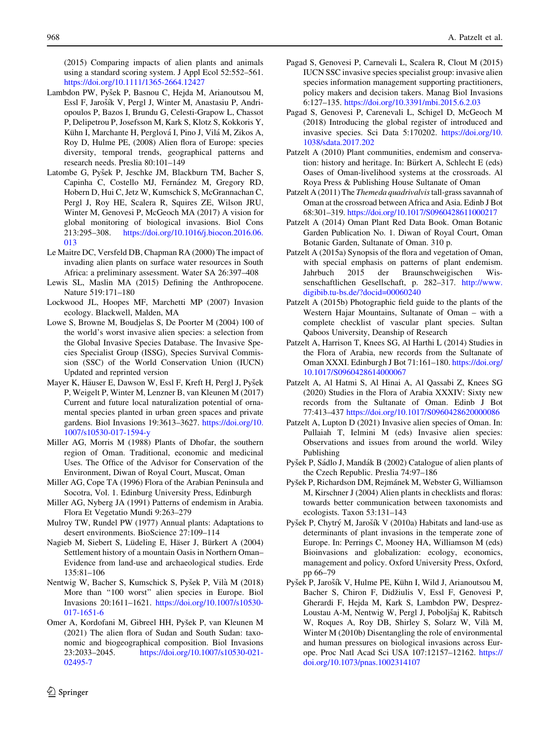(2015) Comparing impacts of alien plants and animals using a standard scoring system. J Appl Ecol 52:552–561. https://doi.org/10.1111/1365-2664.12427

Lambdon PW, Pyšek P, Basnou C, Hejda M, Arianoutsou M, Essl F, Jarošík V, Pergl J, Winter M, Anastasiu P, Andriopoulos P, Bazos I, Brundu G, Celesti-Grapow L, Chassot P, Delipetrou P, Josefsson M, Kark S, Klotz S, Kokkoris Y, Kühn I, Marchante H, Perglová I, Pino J, Vilá M, Zikos A, Roy D, Hulme PE, (2008) Alien flora of Europe: species diversity, temporal trends, geographical patterns and research needs. Preslia 80:101–149

Latombe G, Pyšek P, Jeschke JM, Blackburn TM, Bacher S, Capinha C, Costello MJ, Fernández M, Gregory RD, Hobern D, Hui C, Jetz W, Kumschick S, McGrannachan C, Pergl J, Roy HE, Scalera R, Squires ZE, Wilson JRU, Winter M, Genovesi P, McGeoch MA (2017) A vision for global monitoring of biological invasions. Biol Cons 213:295–308. https://doi.org/10.1016/j.biocon.2016.06.013

Le Maitre DC, Versfeld DB, Chapman RA (2000) The impact of invading alien plants on surface water resources in South Africa: a preliminary assessment. Water SA 26:397–408

Lewis SL, Maslin MA (2015) Defining the Anthropocene. Nature 519:171–180

Lockwood JL, Hoopes MF, Marchetti MP (2007) Invasion ecology. Blackwell, Malden, MA

Lowe S, Browne M, Boudjelas S, De Poorter M (2004) 100 of the world's worst invasive alien species: a selection from the Global Invasive Species Database. The Invasive Species Specialist Group (ISSG), Species Survival Commission (SSC) of the World Conservation Union (IUCN) Updated and reprinted version

Mayer K, Häuser E, Dawson W, Essl F, Kreft H, Pergl J, Pyšek P, Weigelt P, Winter M, Lenzner B, van Kleunen M (2017) Current and future local naturalization potential of ornamental species planted in urban green spaces and private gardens. Biol Invasions 19:3613–3627. https://doi.org/10.1007/s10530-017-1594-y

Miller AG, Morris M (1988) Plants of Dhofar, the southern region of Oman. Traditional, economic and medicinal Uses. The Office of the Advisor for Conservation of the Environment, Diwan of Royal Court, Muscat, Oman

Miller AG, Cope TA (1996) Flora of the Arabian Peninsula and Socotra, Vol. 1. Edinburg University Press, Edinburgh

Miller AG, Nyberg JA (1991) Patterns of endemism in Arabia. Flora Et Vegetatio Mundi 9:263–279

Mulroy TW, Rundel PW (1977) Annual plants: Adaptations to desert environments. BioScience 27:109–114

Nagieb M, Siebert S, Lüdeling E, Häser J, Bürkert A (2004) Settlement history of a mountain Oasis in Northern Oman–Evidence from land-use and archaeological studies. Erde 135:81–106

Nentwig W, Bacher S, Kumschick S, Pyšek P, Vilà M (2018) More than "100 worst" alien species in Europe. Biol Invasions 20:1611–1621. https://doi.org/10.1007/s10530-017-1651-6

Omer A, Kordofani M, Gibreel HH, Pyšek P, van Kleunen M (2021) The alien flora of Sudan and South Sudan: taxonomic and biogeographical composition. Biol Invasions 23:2033–2045. https://doi.org/10.1007/s10530-021-02495-7

Pagad S, Genovesi P, Carnevali L, Scalera R, Clout M (2015) IUCN SSC invasive species specialist group: invasive alien species information management supporting practitioners, policy makers and decision takers. Manag Biol Invasions 6:127–135. https://doi.org/10.3391/mbi.2015.6.2.03

Pagad S, Genovesi P, Carenevali L, Schigel D, McGeoch M (2018) Introducing the global register of introduced and invasive species. Sci Data 5:170202. https://doi.org/10.1038/sdata.2017.202

Patzelt A (2010) Plant communities, endemism and conservation: history and heritage. In: Bürkert A, Schlecht E (eds) Oases of Oman-livelihood systems at the crossroads. Al Roya Press & Publishing House Sultanate of Oman

Patzelt A (2011) The *Themeda quadrivalvis* tall-grass savannah of Oman at the crossroad between Africa and Asia. Edinb J Bot 68:301–319. https://doi.org/10.1017/S0960428611000217

Patzelt A (2014) Oman Plant Red Data Book. Oman Botanic Garden Publication No. 1. Diwan of Royal Court, Oman Botanic Garden, Sultanate of Oman. 310 p.

Patzelt A (2015a) Synopsis of the flora and vegetation of Oman, with special emphasis on patterns of plant endemism. Jahrbuch 2015 der Braunschweigischen Wissenschaftlichen Gesellschaft, p. 282–317. http://www.digibib.tu-bs.de/?docid=00060240

Patzelt A (2015b) Photographic field guide to the plants of the Western Hajar Mountains, Sultanate of Oman – with a complete checklist of vascular plant species. Sultan Qaboos University, Deanship of Research

Patzelt A, Harrison T, Knees SG, Al Harthi L (2014) Studies in the Flora of Arabia, new records from the Sultanate of Oman XXXI. Edinburgh J Bot 71:161–180. https://doi.org/10.1017/S0960428614000067

Patzelt A, Al Hatmi S, Al Hinai A, Al Qassabi Z, Knees SG (2020) Studies in the Flora of Arabia XXXIV: Sixty new records from the Sultanate of Oman. Edinb J Bot 77:413–437 https://doi.org/10.1017/S0960428620000086

Patzelt A, Lupton D (2021) Invasive alien species of Oman. In: Pullaiah T, Ielmini M (eds) Invasive alien species: Observations and issues from around the world. Wiley Publishing

Pyšek P, Sádlo J, Mandák B (2002) Catalogue of alien plants of the Czech Republic. Preslia 74:97–186

Pyšek P, Richardson DM, Rejmánek M, Webster G, Williamson M, Kirschner J (2004) Alien plants in checklists and floras: towards better communication between taxonomists and ecologists. Taxon 53:131–143

Pyšek P, Chytrý M, Jarošík V (2010a) Habitats and land-use as determinants of plant invasions in the temperate zone of Europe. In: Perrings C, Mooney HA, Williamson M (eds) Bioinvasions and globalization: ecology, economics, management and policy. Oxford University Press, Oxford, pp 66–79

Pyšek P, Jarošík V, Hulme PE, Kühn I, Wild J, Arianoutsou M, Bacher S, Chiron F, Didžiulis V, Essl F, Genovesi P, Gherardi F, Hejda M, Kark S, Lambdon PW, Desprez-Loustau A-M, Nentwig W, Pergl J, Poboljšaj K, Rabitsch W, Roques A, Roy DB, Shirley S, Solarz W, Vilà M, Winter M (2010b) Disentangling the role of environmental and human pressures on biological invasions across Europe. Proc Natl Acad Sci USA 107:12157–12162. https://doi.org/10.1073/pnas.1002314107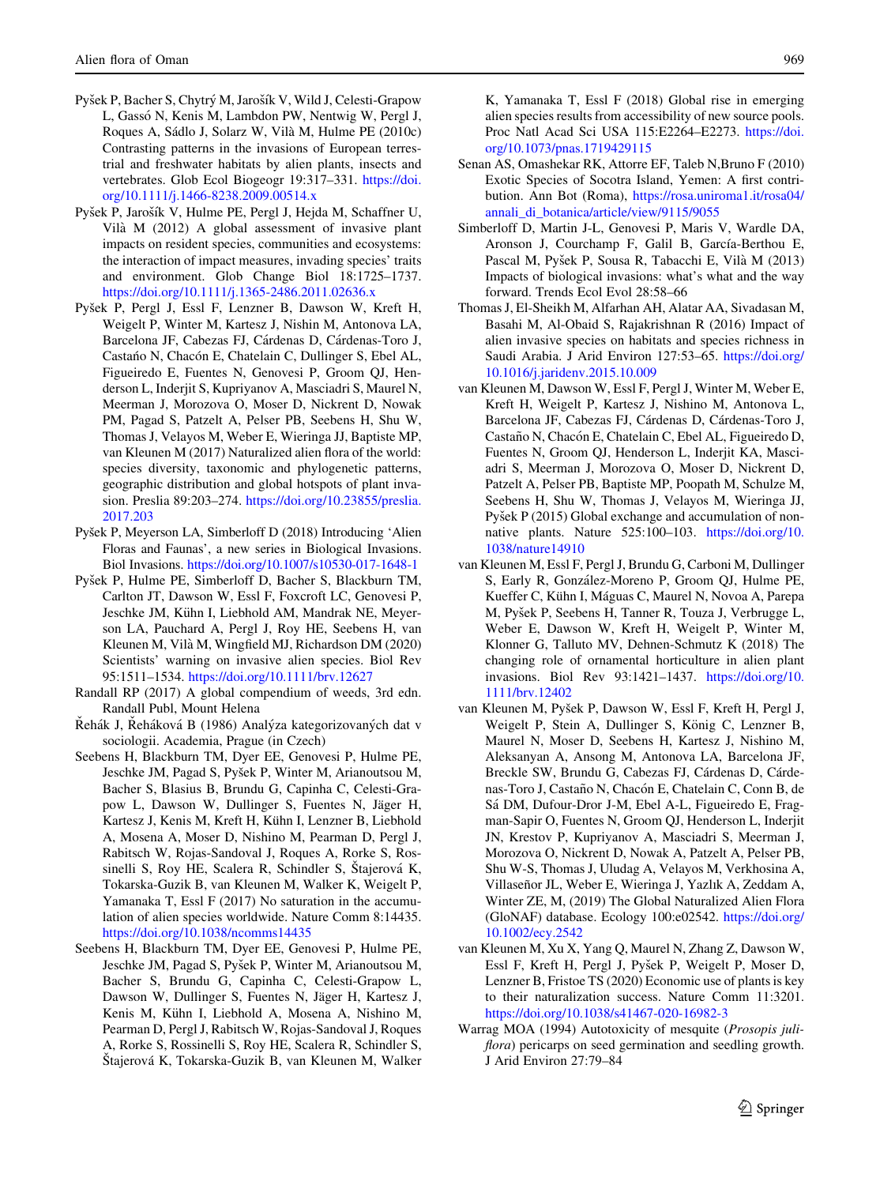Pyšek P, Bacher S, Chytrý M, Jarošík V, Wild J, Celesti-Grapow L, Gassó N, Kenis M, Lambdon PW, Nentwig W, Pergl J, Roques A, Sádlo J, Solarz W, Vilà M, Hulme PE (2010c) Contrasting patterns in the invasions of European terrestrial and freshwater habitats by alien plants, insects and vertebrates. Glob Ecol Biogeogr 19:317–331. https://doi.org/10.1111/j.1466-8238.2009.00514.x

Pyšek P, Jarošík V, Hulme PE, Pergl J, Hejda M, Schaffner U, Vilà M (2012) A global assessment of invasive plant impacts on resident species, communities and ecosystems: the interaction of impact measures, invading species' traits and environment. Glob Change Biol 18:1725–1737. https://doi.org/10.1111/j.1365-2486.2011.02636.x

Pyšek P, Pergl J, Essl F, Lenzner B, Dawson W, Kreft H, Weigelt P, Winter M, Kartesz J, Nishin M, Antonova LA, Barcelona JF, Cabezas FJ, Cárdenas D, Cárdenas-Toro J, Castaño N, Chacón E, Chatelain C, Dullinger S, Ebel AL, Figueiredo E, Fuentes N, Genovesi P, Groom QJ, Henderson L, Inderjit S, Kupriyanov A, Masciadri S, Maurel N, Meerman J, Morozova O, Moser D, Nickrent D, Nowak PM, Pagad S, Patzelt A, Pelser PB, Seebens H, Shu W, Thomas J, Velayos M, Weber E, Wieringa JJ, Baptiste MP, van Kleunen M (2017) Naturalized alien flora of the world: species diversity, taxonomic and phylogenetic patterns, geographic distribution and global hotspots of plant invasion. Preslia 89:203–274. https://doi.org/10.23855/preslia.2017.203

Pyšek P, Meyerson LA, Simberloff D (2018) Introducing 'Alien Floras and Faunas', a new series in Biological Invasions. Biol Invasions. https://doi.org/10.1007/s10530-017-1648-1

Pyšek P, Hulme PE, Simberloff D, Bacher S, Blackburn TM, Carlton JT, Dawson W, Essl F, Foxcroft LC, Genovesi P, Jeschke JM, Kühn I, Liebhold AM, Mandrak NE, Meyerson LA, Pauchard A, Pergl J, Roy HE, Seebens H, van Kleunen M, Vilà M, Wingfield MJ, Richardson DM (2020) Scientists' warning on invasive alien species. Biol Rev 95:1511–1534. https://doi.org/10.1111/brv.12627

Randall RP (2017) A global compendium of weeds, 3rd edn. Randall Publ, Mount Helena

Řehák J, Řeháková B (1986) Analýza kategorizovaných dat v sociologii. Academia, Prague (in Czech)

Seebens H, Blackburn TM, Dyer EE, Genovesi P, Hulme PE, Jeschke JM, Pagad S, Pyšek P, Winter M, Arianoutsou M, Bacher S, Blasius B, Brundu G, Capinha C, Celesti-Grapow L, Dawson W, Dullinger S, Fuentes N, Jäger H, Kartesz J, Kenis M, Kreft H, Kühn I, Lenzner B, Liebhold A, Mosena A, Moser D, Nishino M, Pearman D, Pergl J, Rabitsch W, Rojas-Sandoval J, Roques A, Rorke S, Rossinelli S, Roy HE, Scalera R, Schindler S, Štajerová K, Tokarska-Guzik B, van Kleunen M, Walker K, Weigelt P, Yamanaka T, Essl F (2017) No saturation in the accumulation of alien species worldwide. Nature Comm 8:14435. https://doi.org/10.1038/ncomms14435

Seebens H, Blackburn TM, Dyer EE, Genovesi P, Hulme PE, Jeschke JM, Pagad S, Pyšek P, Winter M, Arianoutsou M, Bacher S, Brundu G, Capinha C, Celesti-Grapow L, Dawson W, Dullinger S, Fuentes N, Jäger H, Kartesz J, Kenis M, Kühn I, Liebhold A, Mosena A, Nishino M, Pearman D, Pergl J, Rabitsch W, Rojas-Sandoval J, Roques A, Rorke S, Rossinelli S, Roy HE, Scalera R, Schindler S, Štajerová K, Tokarska-Guzik B, van Kleunen M, Walker K, Yamanaka T, Essl F (2018) Global rise in emerging alien species results from accessibility of new source pools. Proc Natl Acad Sci USA 115:E2264–E2273. https://doi.org/10.1073/pnas.1719429115

Senan AS, Omashekar RK, Attorre EF, Taleb N,Bruno F (2010) Exotic Species of Socotra Island, Yemen: A first contribution. Ann Bot (Roma), https://rosa.uniroma1.it/rosa04/annali_di_botanica/article/view/9115/9055

Simberloff D, Martin J-L, Genovesi P, Maris V, Wardle DA, Aronson J, Courchamp F, Galil B, García-Berthou E, Pascal M, Pyšek P, Sousa R, Tabacchi E, Vilà M (2013) Impacts of biological invasions: what's what and the way forward. Trends Ecol Evol 28:58–66

Thomas J, El-Sheikh M, Alfarhan AH, Alatar AA, Sivadasan M, Basahi M, Al-Obaid S, Rajakrishnan R (2016) Impact of alien invasive species on habitats and species richness in Saudi Arabia. J Arid Environ 127:53–65. https://doi.org/10.1016/j.jaridenv.2015.10.009

van Kleunen M, Dawson W, Essl F, Pergl J, Winter M, Weber E, Kreft H, Weigelt P, Kartesz J, Nishino M, Antonova L, Barcelona JF, Cabezas FJ, Cárdenas D, Cárdenas-Toro J, Castaño N, Chacón E, Chatelain C, Ebel AL, Figueiredo D, Fuentes N, Groom QJ, Henderson L, Inderjit KA, Masciadri S, Meerman J, Morozova O, Moser D, Nickrent D, Patzelt A, Pelser PB, Baptiste MP, Poopath M, Schulze M, Seebens H, Shu W, Thomas J, Velayos M, Wieringa JJ, Pyšek P (2015) Global exchange and accumulation of non-native plants. Nature 525:100–103. https://doi.org/10.1038/nature14910

van Kleunen M, Essl F, Pergl J, Brundu G, Carboni M, Dullinger S, Early R, González-Moreno P, Groom QJ, Hulme PE, Kueffer C, Kühn I, Máguas C, Maurel N, Novoa A, Parepa M, Pyšek P, Seebens H, Tanner R, Touza J, Verbrugge L, Weber E, Dawson W, Kreft H, Weigelt P, Winter M, Klonner G, Talluto MV, Dehnen-Schmutz K (2018) The changing role of ornamental horticulture in alien plant invasions. Biol Rev 93:1421–1437. https://doi.org/10.1111/brv.12402

van Kleunen M, Pyšek P, Dawson W, Essl F, Kreft H, Pergl J, Weigelt P, Stein A, Dullinger S, König C, Lenzner B, Maurel N, Moser D, Seebens H, Kartesz J, Nishino M, Aleksanyan A, Ansong M, Antonova LA, Barcelona JF, Breckle SW, Brundu G, Cabezas FJ, Cárdenas D, Cárdenas-Toro J, Castaño N, Chacón E, Chatelain C, Conn B, de Sá DM, Dufour-Dror J-M, Ebel A-L, Figueiredo E, Fragman-Sapir O, Fuentes N, Groom QJ, Henderson L, Inderjit JN, Krestov P, Kupriyanov A, Masciadri S, Meerman J, Morozova O, Nickrent D, Nowak A, Patzelt A, Pelser PB, Shu W-S, Thomas J, Uludag A, Velayos M, Verkhosina A, Villaseñor JL, Weber E, Wieringa J, Yazlık A, Zeddam A, Winter ZE, M, (2019) The Global Naturalized Alien Flora (GloNAF) database. Ecology 100:e02542. https://doi.org/10.1002/ecy.2542

van Kleunen M, Xu X, Yang Q, Maurel N, Zhang Z, Dawson W, Essl F, Kreft H, Pergl J, Pyšek P, Weigelt P, Moser D, Lenzner B, Fristoe TS (2020) Economic use of plants is key to their naturalization success. Nature Comm 11:3201. https://doi.org/10.1038/s41467-020-16982-3

Warrag MOA (1994) Autotoxicity of mesquite (*Prosopis juliflora*) pericarps on seed germination and seedling growth. J Arid Environ 27:79–84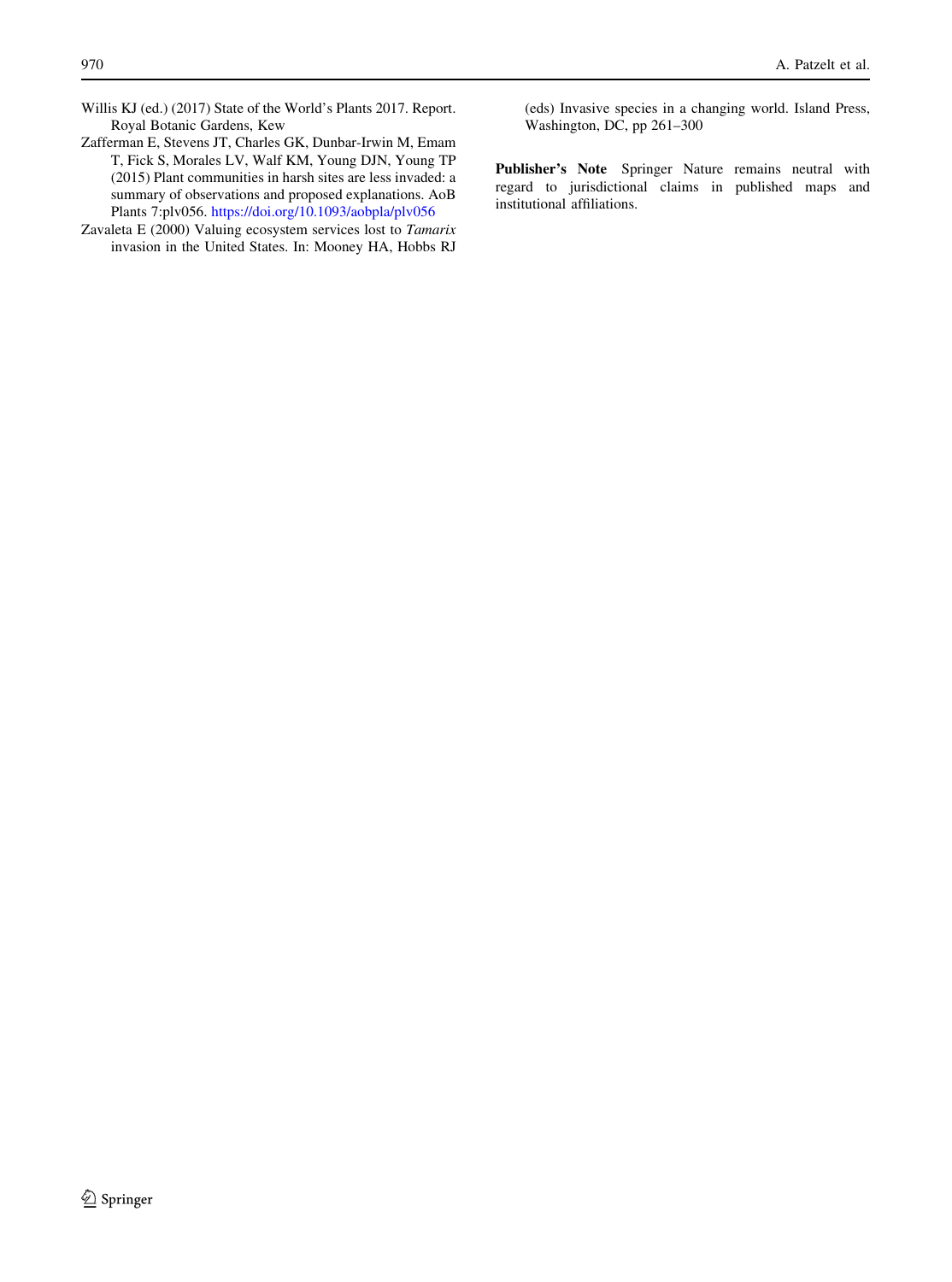Willis KJ (ed.) (2017) State of the World's Plants 2017. Report. Royal Botanic Gardens, Kew

Zafferman E, Stevens JT, Charles GK, Dunbar-Irwin M, Emam T, Fick S, Morales LV, Walf KM, Young DJN, Young TP (2015) Plant communities in harsh sites are less invaded: a summary of observations and proposed explanations. AoB Plants 7:plv056. https://doi.org/10.1093/aobpla/plv056

Zavaleta E (2000) Valuing ecosystem services lost to *Tamarix* invasion in the United States. In: Mooney HA, Hobbs RJ (eds) Invasive species in a changing world. Island Press, Washington, DC, pp 261–300

**Publisher's Note** Springer Nature remains neutral with regard to jurisdictional claims in published maps and institutional affiliations.